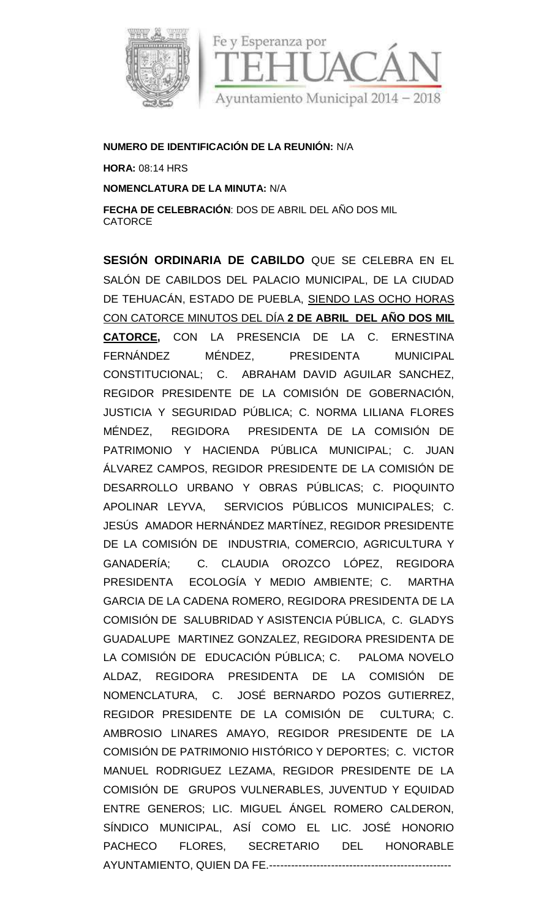Fe y Esperanza por TEHUACÁN Ayuntamiento Municipal 2014 – 2018

**NUMERO DE IDENTIFICACIÓN DE LA REUNIÓN:** N/A

**HORA:** 08:14 HRS

**NOMENCLATURA DE LA MINUTA:** N/A

**FECHA DE CELEBRACIÓN**: DOS DE ABRIL DEL AÑO DOS MIL CATORCE

**SESIÓN ORDINARIA DE CABILDO** QUE SE CELEBRA EN EL SALÓN DE CABILDOS DEL PALACIO MUNICIPAL, DE LA CIUDAD DE TEHUACÁN, ESTADO DE PUEBLA, SIENDO LAS OCHO HORAS CON CATORCE MINUTOS DEL DÍA **2 DE ABRIL DEL AÑO DOS MIL CATORCE,** CON LA PRESENCIA DE LA C. ERNESTINA FERNÁNDEZ MÉNDEZ, PRESIDENTA MUNICIPAL CONSTITUCIONAL; C. ABRAHAM DAVID AGUILAR SANCHEZ, REGIDOR PRESIDENTE DE LA COMISIÓN DE GOBERNACIÓN, JUSTICIA Y SEGURIDAD PÚBLICA; C. NORMA LILIANA FLORES MÉNDEZ, REGIDORA PRESIDENTA DE LA COMISIÓN DE PATRIMONIO Y HACIENDA PÚBLICA MUNICIPAL; C. JUAN ÁLVAREZ CAMPOS, REGIDOR PRESIDENTE DE LA COMISIÓN DE DESARROLLO URBANO Y OBRAS PÚBLICAS; C. PIOQUINTO APOLINAR LEYVA, SERVICIOS PÚBLICOS MUNICIPALES; C. JESÚS AMADOR HERNÁNDEZ MARTÍNEZ, REGIDOR PRESIDENTE DE LA COMISIÓN DE INDUSTRIA, COMERCIO, AGRICULTURA Y GANADERÍA; C. CLAUDIA OROZCO LÓPEZ, REGIDORA PRESIDENTA ECOLOGÍA Y MEDIO AMBIENTE; C. MARTHA GARCIA DE LA CADENA ROMERO, REGIDORA PRESIDENTA DE LA COMISIÓN DE SALUBRIDAD Y ASISTENCIA PÚBLICA, C. GLADYS GUADALUPE MARTINEZ GONZALEZ, REGIDORA PRESIDENTA DE LA COMISIÓN DE EDUCACIÓN PÚBLICA; C. PALOMA NOVELO ALDAZ, REGIDORA PRESIDENTA DE LA COMISIÓN DE NOMENCLATURA, C. JOSÉ BERNARDO POZOS GUTIERREZ, REGIDOR PRESIDENTE DE LA COMISIÓN DE CULTURA; C. AMBROSIO LINARES AMAYO, REGIDOR PRESIDENTE DE LA COMISIÓN DE PATRIMONIO HISTÓRICO Y DEPORTES; C. VICTOR MANUEL RODRIGUEZ LEZAMA, REGIDOR PRESIDENTE DE LA COMISIÓN DE GRUPOS VULNERABLES, JUVENTUD Y EQUIDAD ENTRE GENEROS; LIC. MIGUEL ÁNGEL ROMERO CALDERON, SÍNDICO MUNICIPAL, ASÍ COMO EL LIC. JOSÉ HONORIO PACHECO FLORES, SECRETARIO DEL HONORABLE AYUNTAMIENTO, QUIEN DA FE.--------------------------------------------------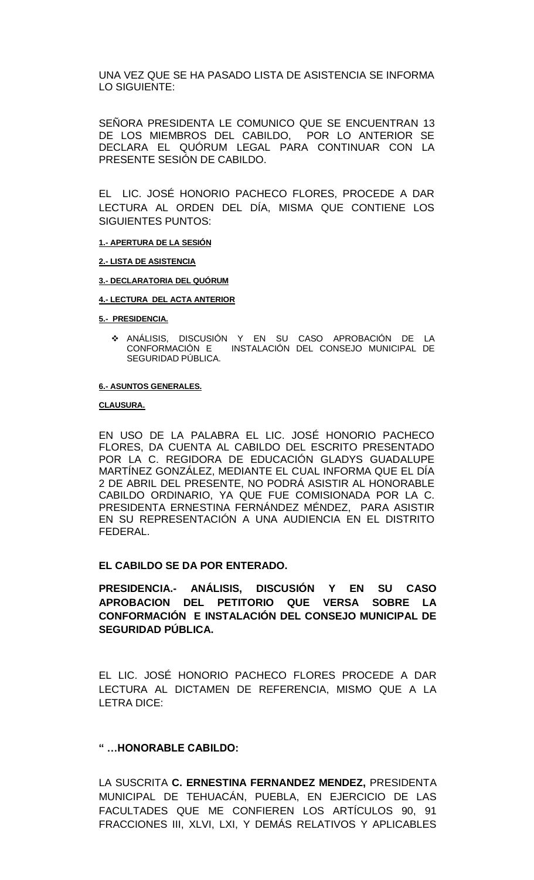UNA VEZ QUE SE HA PASADO LISTA DE ASISTENCIA SE INFORMA LO SIGUIENTE:

SEÑORA PRESIDENTA LE COMUNICO QUE SE ENCUENTRAN 13 DE LOS MIEMBROS DEL CABILDO, POR LO ANTERIOR SE DECLARA EL QUÓRUM LEGAL PARA CONTINUAR CON LA PRESENTE SESIÓN DE CABILDO.

EL LIC. JOSÉ HONORIO PACHECO FLORES, PROCEDE A DAR LECTURA AL ORDEN DEL DÍA, MISMA QUE CONTIENE LOS SIGUIENTES PUNTOS:

**1.- APERTURA DE LA SESIÓN**

**2.- LISTA DE ASISTENCIA**

**3.- DECLARATORIA DEL QUÓRUM**

**4.- LECTURA DEL ACTA ANTERIOR**

**5.- PRESIDENCIA.**

- ANÁLISIS, DISCUSIÓN Y EN SU CASO APROBACIÓN DE LA CONFORMACIÓN E INSTALACIÓN DEL CONSEJO MUNICIPAL DE SEGURIDAD PÚBLICA.

**6.- ASUNTOS GENERALES.**

**CLAUSURA.**

EN USO DE LA PALABRA EL LIC. JOSÉ HONORIO PACHECO FLORES, DA CUENTA AL CABILDO DEL ESCRITO PRESENTADO POR LA C. REGIDORA DE EDUCACIÓN GLADYS GUADALUPE MARTÍNEZ GONZÁLEZ, MEDIANTE EL CUAL INFORMA QUE EL DÍA 2 DE ABRIL DEL PRESENTE, NO PODRÁ ASISTIR AL HONORABLE CABILDO ORDINARIO, YA QUE FUE COMISIONADA POR LA C. PRESIDENTA ERNESTINA FERNÁNDEZ MÉNDEZ, PARA ASISTIR EN SU REPRESENTACIÓN A UNA AUDIENCIA EN EL DISTRITO FEDERAL.

**EL CABILDO SE DA POR ENTERADO.**

**PRESIDENCIA.- ANÁLISIS, DISCUSIÓN Y EN SU CASO APROBACION DEL PETITORIO QUE VERSA SOBRE LA CONFORMACIÓN E INSTALACIÓN DEL CONSEJO MUNICIPAL DE SEGURIDAD PÚBLICA.**

EL LIC. JOSÉ HONORIO PACHECO FLORES PROCEDE A DAR LECTURA AL DICTAMEN DE REFERENCIA, MISMO QUE A LA LETRA DICE:

**" …HONORABLE CABILDO:**

LA SUSCRITA **C. ERNESTINA FERNANDEZ MENDEZ,** PRESIDENTA MUNICIPAL DE TEHUACÁN, PUEBLA, EN EJERCICIO DE LAS FACULTADES QUE ME CONFIEREN LOS ARTÍCULOS 90, 91 FRACCIONES III, XLVI, LXI, Y DEMÁS RELATIVOS Y APLICABLES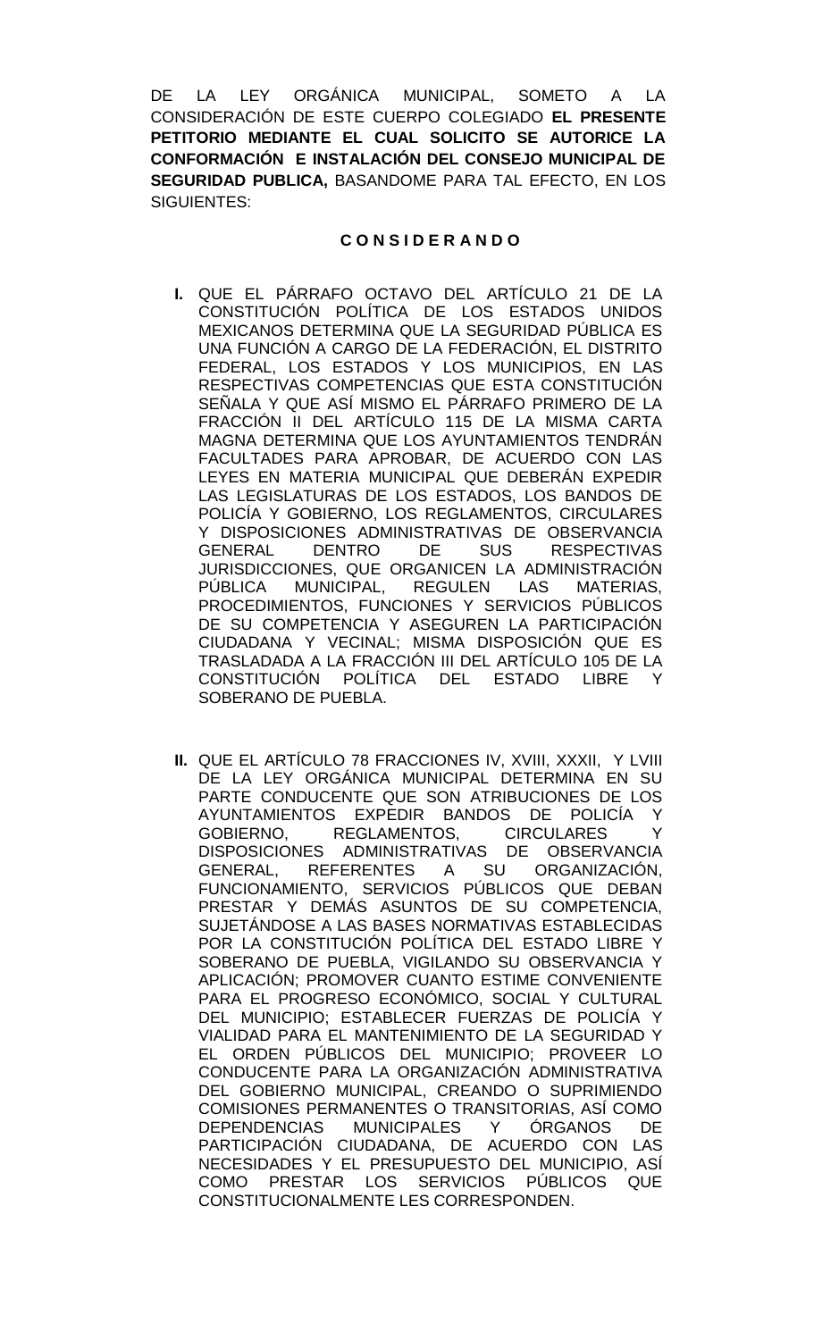DE LA LEY ORGÁNICA MUNICIPAL, SOMETO A LA CONSIDERACIÓN DE ESTE CUERPO COLEGIADO **EL PRESENTE PETITORIO MEDIANTE EL CUAL SOLICITO SE AUTORICE LA CONFORMACIÓN E INSTALACIÓN DEL CONSEJO MUNICIPAL DE SEGURIDAD PUBLICA,** BASANDOME PARA TAL EFECTO, EN LOS SIGUIENTES:

**C O N S I D E R A N D O**

**I.** QUE EL PÁRRAFO OCTAVO DEL ARTÍCULO 21 DE LA CONSTITUCIÓN POLÍTICA DE LOS ESTADOS UNIDOS MEXICANOS DETERMINA QUE LA SEGURIDAD PÚBLICA ES UNA FUNCIÓN A CARGO DE LA FEDERACIÓN, EL DISTRITO FEDERAL, LOS ESTADOS Y LOS MUNICIPIOS, EN LAS RESPECTIVAS COMPETENCIAS QUE ESTA CONSTITUCIÓN SEÑALA Y QUE ASÍ MISMO EL PÁRRAFO PRIMERO DE LA FRACCIÓN II DEL ARTÍCULO 115 DE LA MISMA CARTA MAGNA DETERMINA QUE LOS AYUNTAMIENTOS TENDRÁN FACULTADES PARA APROBAR, DE ACUERDO CON LAS LEYES EN MATERIA MUNICIPAL QUE DEBERÁN EXPEDIR LAS LEGISLATURAS DE LOS ESTADOS, LOS BANDOS DE POLICÍA Y GOBIERNO, LOS REGLAMENTOS, CIRCULARES Y DISPOSICIONES ADMINISTRATIVAS DE OBSERVANCIA GENERAL DENTRO DE SUS RESPECTIVAS JURISDICCIONES, QUE ORGANICEN LA ADMINISTRACIÓN PÚBLICA MUNICIPAL, REGULEN LAS MATERIAS, PROCEDIMIENTOS, FUNCIONES Y SERVICIOS PÚBLICOS DE SU COMPETENCIA Y ASEGUREN LA PARTICIPACIÓN CIUDADANA Y VECINAL; MISMA DISPOSICIÓN QUE ES TRASLADADA A LA FRACCIÓN III DEL ARTÍCULO 105 DE LA CONSTITUCIÓN POLÍTICA DEL ESTADO LIBRE Y SOBERANO DE PUEBLA.

**II.** QUE EL ARTÍCULO 78 FRACCIONES IV, XVIII, XXXII, Y LVIII DE LA LEY ORGÁNICA MUNICIPAL DETERMINA EN SU PARTE CONDUCENTE QUE SON ATRIBUCIONES DE LOS AYUNTAMIENTOS EXPEDIR BANDOS DE POLICÍA Y GOBIERNO, REGLAMENTOS, CIRCULARES Y DISPOSICIONES ADMINISTRATIVAS DE OBSERVANCIA GENERAL, REFERENTES A SU ORGANIZACIÓN, FUNCIONAMIENTO, SERVICIOS PÚBLICOS QUE DEBAN PRESTAR Y DEMÁS ASUNTOS DE SU COMPETENCIA, SUJETÁNDOSE A LAS BASES NORMATIVAS ESTABLECIDAS POR LA CONSTITUCIÓN POLÍTICA DEL ESTADO LIBRE Y SOBERANO DE PUEBLA, VIGILANDO SU OBSERVANCIA Y APLICACIÓN; PROMOVER CUANTO ESTIME CONVENIENTE PARA EL PROGRESO ECONÓMICO, SOCIAL Y CULTURAL DEL MUNICIPIO; ESTABLECER FUERZAS DE POLICÍA Y VIALIDAD PARA EL MANTENIMIENTO DE LA SEGURIDAD Y EL ORDEN PÚBLICOS DEL MUNICIPIO; PROVEER LO CONDUCENTE PARA LA ORGANIZACIÓN ADMINISTRATIVA DEL GOBIERNO MUNICIPAL, CREANDO O SUPRIMIENDO COMISIONES PERMANENTES O TRANSITORIAS, ASÍ COMO DEPENDENCIAS MUNICIPALES Y ÓRGANOS DE PARTICIPACIÓN CIUDADANA, DE ACUERDO CON LAS NECESIDADES Y EL PRESUPUESTO DEL MUNICIPIO, ASÍ COMO PRESTAR LOS SERVICIOS PÚBLICOS QUE CONSTITUCIONALMENTE LES CORRESPONDEN.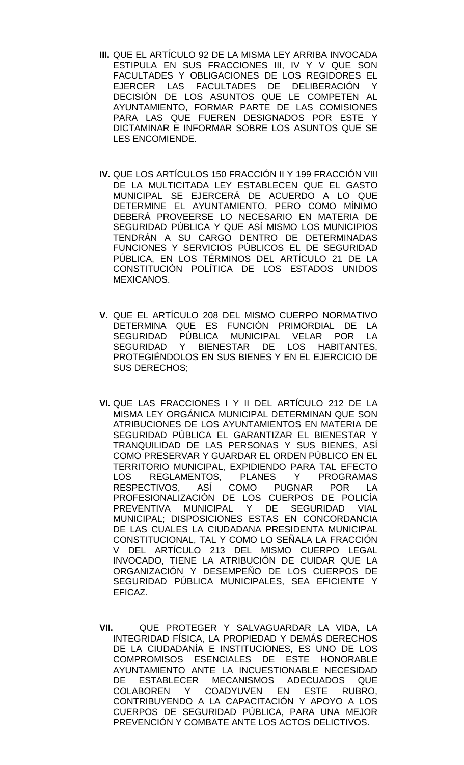**III.** QUE EL ARTÍCULO 92 DE LA MISMA LEY ARRIBA INVOCADA ESTIPULA EN SUS FRACCIONES III, IV Y V QUE SON FACULTADES Y OBLIGACIONES DE LOS REGIDORES EL EJERCER LAS FACULTADES DE DELIBERACIÓN Y DECISIÓN DE LOS ASUNTOS QUE LE COMPETEN AL AYUNTAMIENTO, FORMAR PARTE DE LAS COMISIONES PARA LAS QUE FUEREN DESIGNADOS POR ESTE Y DICTAMINAR E INFORMAR SOBRE LOS ASUNTOS QUE SE LES ENCOMIENDE.

**IV.** QUE LOS ARTÍCULOS 150 FRACCIÓN II Y 199 FRACCIÓN VIII DE LA MULTICITADA LEY ESTABLECEN QUE EL GASTO MUNICIPAL SE EJERCERÁ DE ACUERDO A LO QUE DETERMINE EL AYUNTAMIENTO, PERO COMO MÍNIMO DEBERÁ PROVEERSE LO NECESARIO EN MATERIA DE SEGURIDAD PÚBLICA Y QUE ASÍ MISMO LOS MUNICIPIOS TENDRÁN A SU CARGO DENTRO DE DETERMINADAS FUNCIONES Y SERVICIOS PÚBLICOS EL DE SEGURIDAD PÚBLICA, EN LOS TÉRMINOS DEL ARTÍCULO 21 DE LA CONSTITUCIÓN POLÍTICA DE LOS ESTADOS UNIDOS MEXICANOS.

**V.** QUE EL ARTÍCULO 208 DEL MISMO CUERPO NORMATIVO DETERMINA QUE ES FUNCIÓN PRIMORDIAL DE LA SEGURIDAD PÚBLICA MUNICIPAL VELAR POR LA SEGURIDAD Y BIENESTAR DE LOS HABITANTES, PROTEGIÉNDOLOS EN SUS BIENES Y EN EL EJERCICIO DE SUS DERECHOS;

**VI.** QUE LAS FRACCIONES I Y II DEL ARTÍCULO 212 DE LA MISMA LEY ORGÁNICA MUNICIPAL DETERMINAN QUE SON ATRIBUCIONES DE LOS AYUNTAMIENTOS EN MATERIA DE SEGURIDAD PÚBLICA EL GARANTIZAR EL BIENESTAR Y TRANQUILIDAD DE LAS PERSONAS Y SUS BIENES, ASÍ COMO PRESERVAR Y GUARDAR EL ORDEN PÚBLICO EN EL TERRITORIO MUNICIPAL, EXPIDIENDO PARA TAL EFECTO LOS REGLAMENTOS, PLANES Y PROGRAMAS RESPECTIVOS, ASÍ COMO PUGNAR POR LA PROFESIONALIZACIÓN DE LOS CUERPOS DE POLICÍA PREVENTIVA MUNICIPAL Y DE SEGURIDAD VIAL MUNICIPAL; DISPOSICIONES ESTAS EN CONCORDANCIA DE LAS CUALES LA CIUDADANA PRESIDENTA MUNICIPAL CONSTITUCIONAL, TAL Y COMO LO SEÑALA LA FRACCIÓN V DEL ARTÍCULO 213 DEL MISMO CUERPO LEGAL INVOCADO, TIENE LA ATRIBUCIÓN DE CUIDAR QUE LA ORGANIZACIÓN Y DESEMPEÑO DE LOS CUERPOS DE SEGURIDAD PÚBLICA MUNICIPALES, SEA EFICIENTE Y EFICAZ.

**VII.** QUE PROTEGER Y SALVAGUARDAR LA VIDA, LA INTEGRIDAD FÍSICA, LA PROPIEDAD Y DEMÁS DERECHOS DE LA CIUDADANÍA E INSTITUCIONES, ES UNO DE LOS COMPROMISOS ESENCIALES DE ESTE HONORABLE AYUNTAMIENTO ANTE LA INCUESTIONABLE NECESIDAD DE ESTABLECER MECANISMOS ADECUADOS QUE COLABOREN Y COADYUVEN EN ESTE RUBRO, CONTRIBUYENDO A LA CAPACITACIÓN Y APOYO A LOS CUERPOS DE SEGURIDAD PÚBLICA, PARA UNA MEJOR PREVENCIÓN Y COMBATE ANTE LOS ACTOS DELICTIVOS.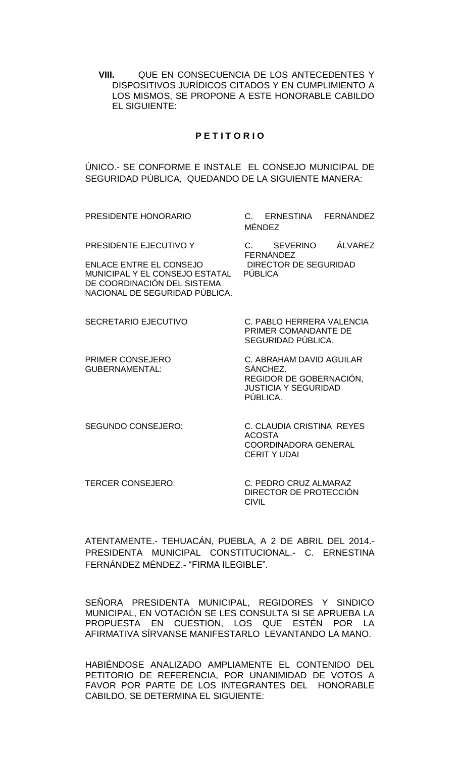**VIII.** QUE EN CONSECUENCIA DE LOS ANTECEDENTES Y DISPOSITIVOS JURÍDICOS CITADOS Y EN CUMPLIMIENTO A LOS MISMOS, SE PROPONE A ESTE HONORABLE CABILDO EL SIGUIENTE:

**P E T I T O R I O**

ÚNICO.- SE CONFORME E INSTALE EL CONSEJO MUNICIPAL DE SEGURIDAD PÚBLICA, QUEDANDO DE LA SIGUIENTE MANERA:

| | |
|---|---|
| PRESIDENTE HONORARIO | C. ERNESTINA FERNÁNDEZ MÉNDEZ |
| PRESIDENTE EJECUTIVO Y ENLACE ENTRE EL CONSEJO MUNICIPAL Y EL CONSEJO ESTATAL DE COORDINACIÓN DEL SISTEMA NACIONAL DE SEGURIDAD PÚBLICA. | C. SEVERINO ÁLVAREZ FERNÁNDEZ DIRECTOR DE SEGURIDAD PÚBLICA |
| SECRETARIO EJECUTIVO | C. PABLO HERRERA VALENCIA PRIMER COMANDANTE DE SEGURIDAD PÚBLICA. |
| PRIMER CONSEJERO GUBERNAMENTAL: | C. ABRAHAM DAVID AGUILAR SÁNCHEZ. REGIDOR DE GOBERNACIÓN, JUSTICIA Y SEGURIDAD PÚBLICA. |
| SEGUNDO CONSEJERO: | C. CLAUDIA CRISTINA REYES ACOSTA COORDINADORA GENERAL CERIT Y UDAI |
| TERCER CONSEJERO: | C. PEDRO CRUZ ALMARAZ DIRECTOR DE PROTECCIÓN CIVIL |

ATENTAMENTE.- TEHUACÁN, PUEBLA, A 2 DE ABRIL DEL 2014.- PRESIDENTA MUNICIPAL CONSTITUCIONAL.- C. ERNESTINA FERNÁNDEZ MÉNDEZ.- "FIRMA ILEGIBLE".

SEÑORA PRESIDENTA MUNICIPAL, REGIDORES Y SINDICO MUNICIPAL, EN VOTACIÓN SE LES CONSULTA SI SE APRUEBA LA PROPUESTA EN CUESTION, LOS QUE ESTÉN POR LA AFIRMATIVA SÍRVANSE MANIFESTARLO LEVANTANDO LA MANO.

HABIÉNDOSE ANALIZADO AMPLIAMENTE EL CONTENIDO DEL PETITORIO DE REFERENCIA, POR UNANIMIDAD DE VOTOS A FAVOR POR PARTE DE LOS INTEGRANTES DEL HONORABLE CABILDO, SE DETERMINA EL SIGUIENTE: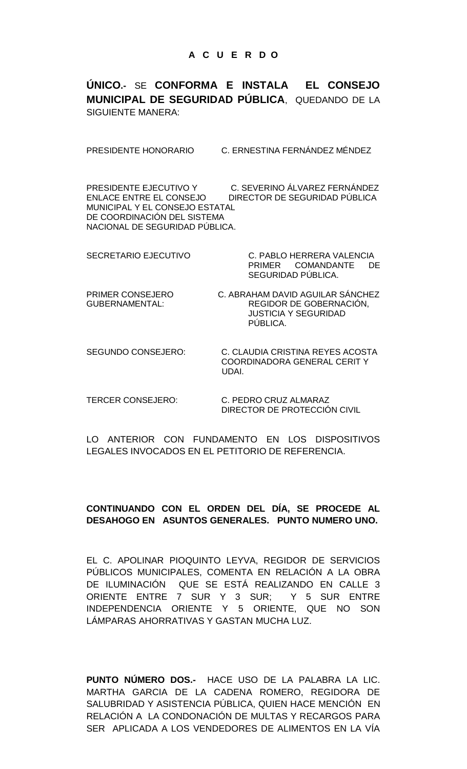**A C U E R D O**

**ÚNICO.-** SE **CONFORMA E INSTALA EL CONSEJO MUNICIPAL DE SEGURIDAD PÚBLICA**, QUEDANDO DE LA SIGUIENTE MANERA:

| | |
|---|---|
| PRESIDENTE HONORARIO | C. ERNESTINA FERNÁNDEZ MÉNDEZ |
| PRESIDENTE EJECUTIVO Y ENLACE ENTRE EL CONSEJO MUNICIPAL Y EL CONSEJO ESTATAL DE COORDINACIÓN DEL SISTEMA NACIONAL DE SEGURIDAD PÚBLICA. | C. SEVERINO ÁLVAREZ FERNÁNDEZ DIRECTOR DE SEGURIDAD PÚBLICA |
| SECRETARIO EJECUTIVO | C. PABLO HERRERA VALENCIA PRIMER COMANDANTE DE SEGURIDAD PÚBLICA. |
| PRIMER CONSEJERO GUBERNAMENTAL: | C. ABRAHAM DAVID AGUILAR SÁNCHEZ REGIDOR DE GOBERNACIÓN, JUSTICIA Y SEGURIDAD PÚBLICA. |
| SEGUNDO CONSEJERO: | C. CLAUDIA CRISTINA REYES ACOSTA COORDINADORA GENERAL CERIT Y UDAI. |
| TERCER CONSEJERO: | C. PEDRO CRUZ ALMARAZ DIRECTOR DE PROTECCIÓN CIVIL |

LO ANTERIOR CON FUNDAMENTO EN LOS DISPOSITIVOS LEGALES INVOCADOS EN EL PETITORIO DE REFERENCIA.

**CONTINUANDO CON EL ORDEN DEL DÍA, SE PROCEDE AL DESAHOGO EN ASUNTOS GENERALES. PUNTO NUMERO UNO.**

EL C. APOLINAR PIOQUINTO LEYVA, REGIDOR DE SERVICIOS PÚBLICOS MUNICIPALES, COMENTA EN RELACIÓN A LA OBRA DE ILUMINACIÓN QUE SE ESTÁ REALIZANDO EN CALLE 3 ORIENTE ENTRE 7 SUR Y 3 SUR; Y 5 SUR ENTRE INDEPENDENCIA ORIENTE Y 5 ORIENTE, QUE NO SON LÁMPARAS AHORRATIVAS Y GASTAN MUCHA LUZ.

**PUNTO NÚMERO DOS.-** HACE USO DE LA PALABRA LA LIC. MARTHA GARCIA DE LA CADENA ROMERO, REGIDORA DE SALUBRIDAD Y ASISTENCIA PÚBLICA, QUIEN HACE MENCIÓN EN RELACIÓN A LA CONDONACIÓN DE MULTAS Y RECARGOS PARA SER APLICADA A LOS VENDEDORES DE ALIMENTOS EN LA VÍA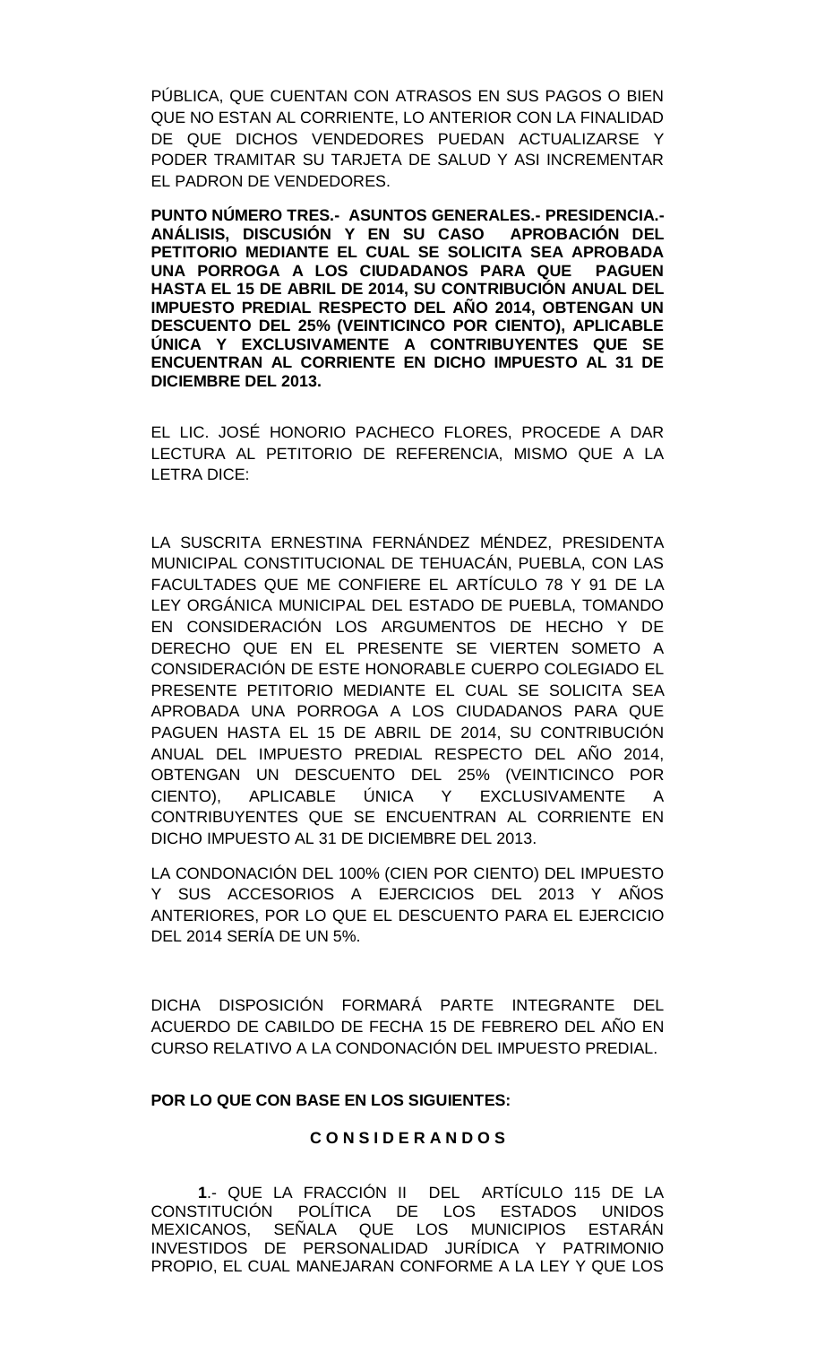PÚBLICA, QUE CUENTAN CON ATRASOS EN SUS PAGOS O BIEN QUE NO ESTAN AL CORRIENTE, LO ANTERIOR CON LA FINALIDAD DE QUE DICHOS VENDEDORES PUEDAN ACTUALIZARSE Y PODER TRAMITAR SU TARJETA DE SALUD Y ASI INCREMENTAR EL PADRON DE VENDEDORES.

**PUNTO NÚMERO TRES.- ASUNTOS GENERALES.- PRESIDENCIA.- ANÁLISIS, DISCUSIÓN Y EN SU CASO APROBACIÓN DEL PETITORIO MEDIANTE EL CUAL SE SOLICITA SEA APROBADA UNA PORROGA A LOS CIUDADANOS PARA QUE PAGUEN HASTA EL 15 DE ABRIL DE 2014, SU CONTRIBUCIÓN ANUAL DEL IMPUESTO PREDIAL RESPECTO DEL AÑO 2014, OBTENGAN UN DESCUENTO DEL 25% (VEINTICINCO POR CIENTO), APLICABLE ÚNICA Y EXCLUSIVAMENTE A CONTRIBUYENTES QUE SE ENCUENTRAN AL CORRIENTE EN DICHO IMPUESTO AL 31 DE DICIEMBRE DEL 2013.**

EL LIC. JOSÉ HONORIO PACHECO FLORES, PROCEDE A DAR LECTURA AL PETITORIO DE REFERENCIA, MISMO QUE A LA LETRA DICE:

LA SUSCRITA ERNESTINA FERNÁNDEZ MÉNDEZ, PRESIDENTA MUNICIPAL CONSTITUCIONAL DE TEHUACÁN, PUEBLA, CON LAS FACULTADES QUE ME CONFIERE EL ARTÍCULO 78 Y 91 DE LA LEY ORGÁNICA MUNICIPAL DEL ESTADO DE PUEBLA, TOMANDO EN CONSIDERACIÓN LOS ARGUMENTOS DE HECHO Y DE DERECHO QUE EN EL PRESENTE SE VIERTEN SOMETO A CONSIDERACIÓN DE ESTE HONORABLE CUERPO COLEGIADO EL PRESENTE PETITORIO MEDIANTE EL CUAL SE SOLICITA SEA APROBADA UNA PORROGA A LOS CIUDADANOS PARA QUE PAGUEN HASTA EL 15 DE ABRIL DE 2014, SU CONTRIBUCIÓN ANUAL DEL IMPUESTO PREDIAL RESPECTO DEL AÑO 2014, OBTENGAN UN DESCUENTO DEL 25% (VEINTICINCO POR CIENTO), APLICABLE ÚNICA Y EXCLUSIVAMENTE A CONTRIBUYENTES QUE SE ENCUENTRAN AL CORRIENTE EN DICHO IMPUESTO AL 31 DE DICIEMBRE DEL 2013.

LA CONDONACIÓN DEL 100% (CIEN POR CIENTO) DEL IMPUESTO Y SUS ACCESORIOS A EJERCICIOS DEL 2013 Y AÑOS ANTERIORES, POR LO QUE EL DESCUENTO PARA EL EJERCICIO DEL 2014 SERÍA DE UN 5%.

DICHA DISPOSICIÓN FORMARÁ PARTE INTEGRANTE DEL ACUERDO DE CABILDO DE FECHA 15 DE FEBRERO DEL AÑO EN CURSO RELATIVO A LA CONDONACIÓN DEL IMPUESTO PREDIAL.

**POR LO QUE CON BASE EN LOS SIGUIENTES:**

**C O N S I D E R A N D O S**

**1**.- QUE LA FRACCIÓN II DEL ARTÍCULO 115 DE LA CONSTITUCIÓN POLÍTICA DE LOS ESTADOS UNIDOS MEXICANOS, SEÑALA QUE LOS MUNICIPIOS ESTARÁN INVESTIDOS DE PERSONALIDAD JURÍDICA Y PATRIMONIO PROPIO, EL CUAL MANEJARAN CONFORME A LA LEY Y QUE LOS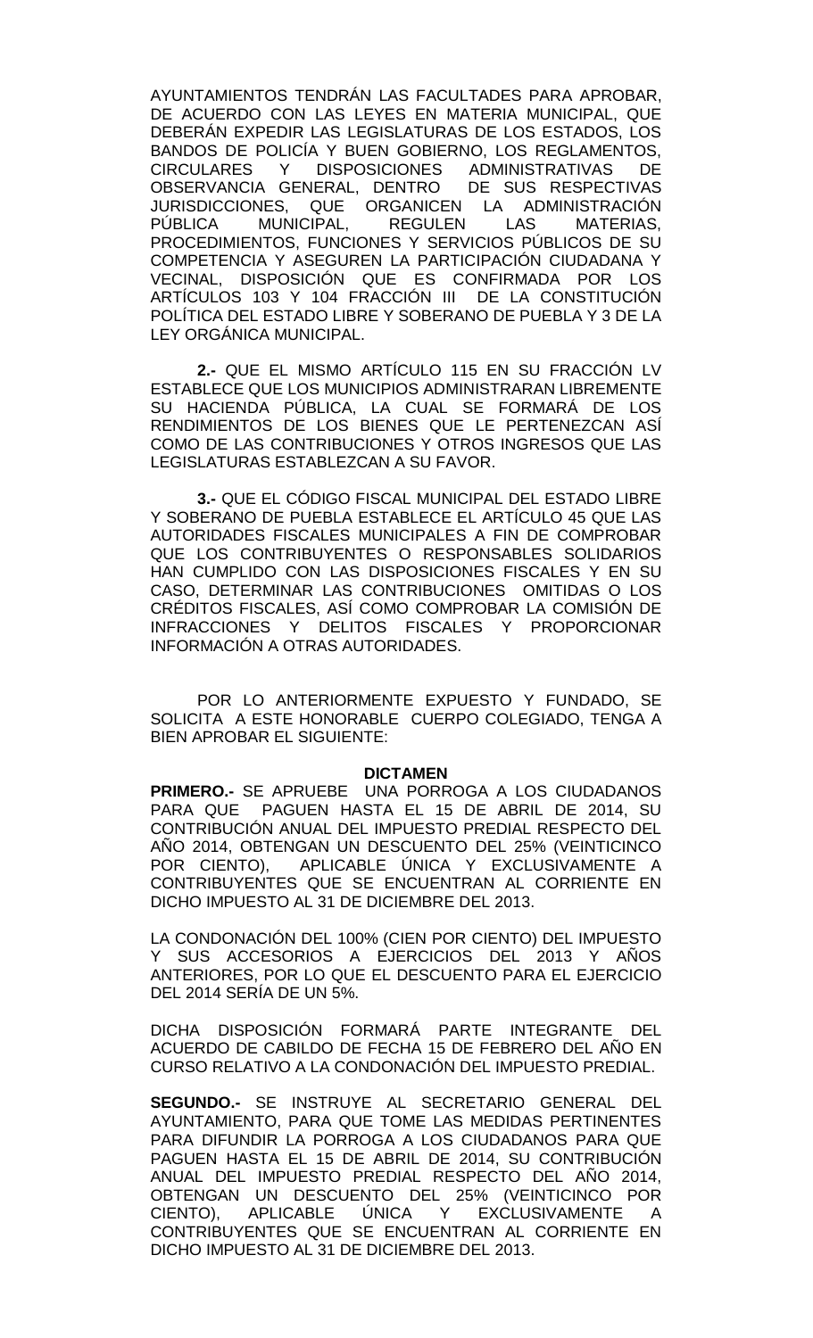AYUNTAMIENTOS TENDRÁN LAS FACULTADES PARA APROBAR, DE ACUERDO CON LAS LEYES EN MATERIA MUNICIPAL, QUE DEBERÁN EXPEDIR LAS LEGISLATURAS DE LOS ESTADOS, LOS BANDOS DE POLICÍA Y BUEN GOBIERNO, LOS REGLAMENTOS, CIRCULARES Y DISPOSICIONES ADMINISTRATIVAS DE OBSERVANCIA GENERAL, DENTRO DE SUS RESPECTIVAS JURISDICCIONES, QUE ORGANICEN LA ADMINISTRACIÓN PÚBLICA MUNICIPAL, REGULEN LAS MATERIAS, PROCEDIMIENTOS, FUNCIONES Y SERVICIOS PÚBLICOS DE SU COMPETENCIA Y ASEGUREN LA PARTICIPACIÓN CIUDADANA Y VECINAL, DISPOSICIÓN QUE ES CONFIRMADA POR LOS ARTÍCULOS 103 Y 104 FRACCIÓN III DE LA CONSTITUCIÓN POLÍTICA DEL ESTADO LIBRE Y SOBERANO DE PUEBLA Y 3 DE LA LEY ORGÁNICA MUNICIPAL.

**2.-** QUE EL MISMO ARTÍCULO 115 EN SU FRACCIÓN LV ESTABLECE QUE LOS MUNICIPIOS ADMINISTRARAN LIBREMENTE SU HACIENDA PÚBLICA, LA CUAL SE FORMARÁ DE LOS RENDIMIENTOS DE LOS BIENES QUE LE PERTENEZCAN ASÍ COMO DE LAS CONTRIBUCIONES Y OTROS INGRESOS QUE LAS LEGISLATURAS ESTABLEZCAN A SU FAVOR.

**3.-** QUE EL CÓDIGO FISCAL MUNICIPAL DEL ESTADO LIBRE Y SOBERANO DE PUEBLA ESTABLECE EL ARTÍCULO 45 QUE LAS AUTORIDADES FISCALES MUNICIPALES A FIN DE COMPROBAR QUE LOS CONTRIBUYENTES O RESPONSABLES SOLIDARIOS HAN CUMPLIDO CON LAS DISPOSICIONES FISCALES Y EN SU CASO, DETERMINAR LAS CONTRIBUCIONES OMITIDAS O LOS CRÉDITOS FISCALES, ASÍ COMO COMPROBAR LA COMISIÓN DE INFRACCIONES Y DELITOS FISCALES Y PROPORCIONAR INFORMACIÓN A OTRAS AUTORIDADES.

POR LO ANTERIORMENTE EXPUESTO Y FUNDADO, SE SOLICITA A ESTE HONORABLE CUERPO COLEGIADO, TENGA A BIEN APROBAR EL SIGUIENTE:

**DICTAMEN**

**PRIMERO.-** SE APRUEBE UNA PORROGA A LOS CIUDADANOS PARA QUE PAGUEN HASTA EL 15 DE ABRIL DE 2014, SU CONTRIBUCIÓN ANUAL DEL IMPUESTO PREDIAL RESPECTO DEL AÑO 2014, OBTENGAN UN DESCUENTO DEL 25% (VEINTICINCO POR CIENTO), APLICABLE ÚNICA Y EXCLUSIVAMENTE A CONTRIBUYENTES QUE SE ENCUENTRAN AL CORRIENTE EN DICHO IMPUESTO AL 31 DE DICIEMBRE DEL 2013.

LA CONDONACIÓN DEL 100% (CIEN POR CIENTO) DEL IMPUESTO Y SUS ACCESORIOS A EJERCICIOS DEL 2013 Y AÑOS ANTERIORES, POR LO QUE EL DESCUENTO PARA EL EJERCICIO DEL 2014 SERÍA DE UN 5%.

DICHA DISPOSICIÓN FORMARÁ PARTE INTEGRANTE DEL ACUERDO DE CABILDO DE FECHA 15 DE FEBRERO DEL AÑO EN CURSO RELATIVO A LA CONDONACIÓN DEL IMPUESTO PREDIAL.

**SEGUNDO.-** SE INSTRUYE AL SECRETARIO GENERAL DEL AYUNTAMIENTO, PARA QUE TOME LAS MEDIDAS PERTINENTES PARA DIFUNDIR LA PORROGA A LOS CIUDADANOS PARA QUE PAGUEN HASTA EL 15 DE ABRIL DE 2014, SU CONTRIBUCIÓN ANUAL DEL IMPUESTO PREDIAL RESPECTO DEL AÑO 2014, OBTENGAN UN DESCUENTO DEL 25% (VEINTICINCO POR CIENTO), APLICABLE ÚNICA Y EXCLUSIVAMENTE A CONTRIBUYENTES QUE SE ENCUENTRAN AL CORRIENTE EN DICHO IMPUESTO AL 31 DE DICIEMBRE DEL 2013.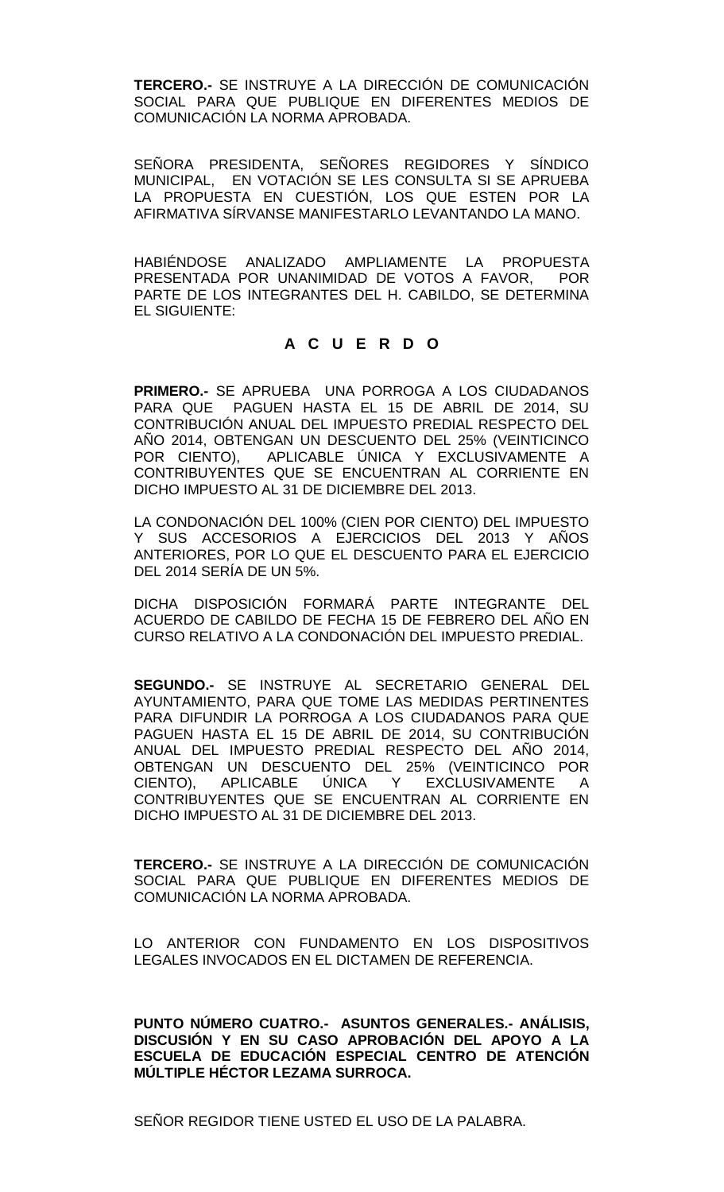**TERCERO.-** SE INSTRUYE A LA DIRECCIÓN DE COMUNICACIÓN SOCIAL PARA QUE PUBLIQUE EN DIFERENTES MEDIOS DE COMUNICACIÓN LA NORMA APROBADA.

SEÑORA PRESIDENTA, SEÑORES REGIDORES Y SÍNDICO MUNICIPAL, EN VOTACIÓN SE LES CONSULTA SI SE APRUEBA LA PROPUESTA EN CUESTIÓN, LOS QUE ESTEN POR LA AFIRMATIVA SÍRVANSE MANIFESTARLO LEVANTANDO LA MANO.

HABIÉNDOSE ANALIZADO AMPLIAMENTE LA PROPUESTA PRESENTADA POR UNANIMIDAD DE VOTOS A FAVOR, POR PARTE DE LOS INTEGRANTES DEL H. CABILDO, SE DETERMINA EL SIGUIENTE:

**A C U E R D O**

**PRIMERO.-** SE APRUEBA UNA PORROGA A LOS CIUDADANOS PARA QUE PAGUEN HASTA EL 15 DE ABRIL DE 2014, SU CONTRIBUCIÓN ANUAL DEL IMPUESTO PREDIAL RESPECTO DEL AÑO 2014, OBTENGAN UN DESCUENTO DEL 25% (VEINTICINCO POR CIENTO), APLICABLE ÚNICA Y EXCLUSIVAMENTE A CONTRIBUYENTES QUE SE ENCUENTRAN AL CORRIENTE EN DICHO IMPUESTO AL 31 DE DICIEMBRE DEL 2013.

LA CONDONACIÓN DEL 100% (CIEN POR CIENTO) DEL IMPUESTO Y SUS ACCESORIOS A EJERCICIOS DEL 2013 Y AÑOS ANTERIORES, POR LO QUE EL DESCUENTO PARA EL EJERCICIO DEL 2014 SERÍA DE UN 5%.

DICHA DISPOSICIÓN FORMARÁ PARTE INTEGRANTE DEL ACUERDO DE CABILDO DE FECHA 15 DE FEBRERO DEL AÑO EN CURSO RELATIVO A LA CONDONACIÓN DEL IMPUESTO PREDIAL.

**SEGUNDO.-** SE INSTRUYE AL SECRETARIO GENERAL DEL AYUNTAMIENTO, PARA QUE TOME LAS MEDIDAS PERTINENTES PARA DIFUNDIR LA PORROGA A LOS CIUDADANOS PARA QUE PAGUEN HASTA EL 15 DE ABRIL DE 2014, SU CONTRIBUCIÓN ANUAL DEL IMPUESTO PREDIAL RESPECTO DEL AÑO 2014, OBTENGAN UN DESCUENTO DEL 25% (VEINTICINCO POR CIENTO), APLICABLE ÚNICA Y EXCLUSIVAMENTE A CONTRIBUYENTES QUE SE ENCUENTRAN AL CORRIENTE EN DICHO IMPUESTO AL 31 DE DICIEMBRE DEL 2013.

**TERCERO.-** SE INSTRUYE A LA DIRECCIÓN DE COMUNICACIÓN SOCIAL PARA QUE PUBLIQUE EN DIFERENTES MEDIOS DE COMUNICACIÓN LA NORMA APROBADA.

LO ANTERIOR CON FUNDAMENTO EN LOS DISPOSITIVOS LEGALES INVOCADOS EN EL DICTAMEN DE REFERENCIA.

**PUNTO NÚMERO CUATRO.- ASUNTOS GENERALES.- ANÁLISIS, DISCUSIÓN Y EN SU CASO APROBACIÓN DEL APOYO A LA ESCUELA DE EDUCACIÓN ESPECIAL CENTRO DE ATENCIÓN MÚLTIPLE HÉCTOR LEZAMA SURROCA.**

SEÑOR REGIDOR TIENE USTED EL USO DE LA PALABRA.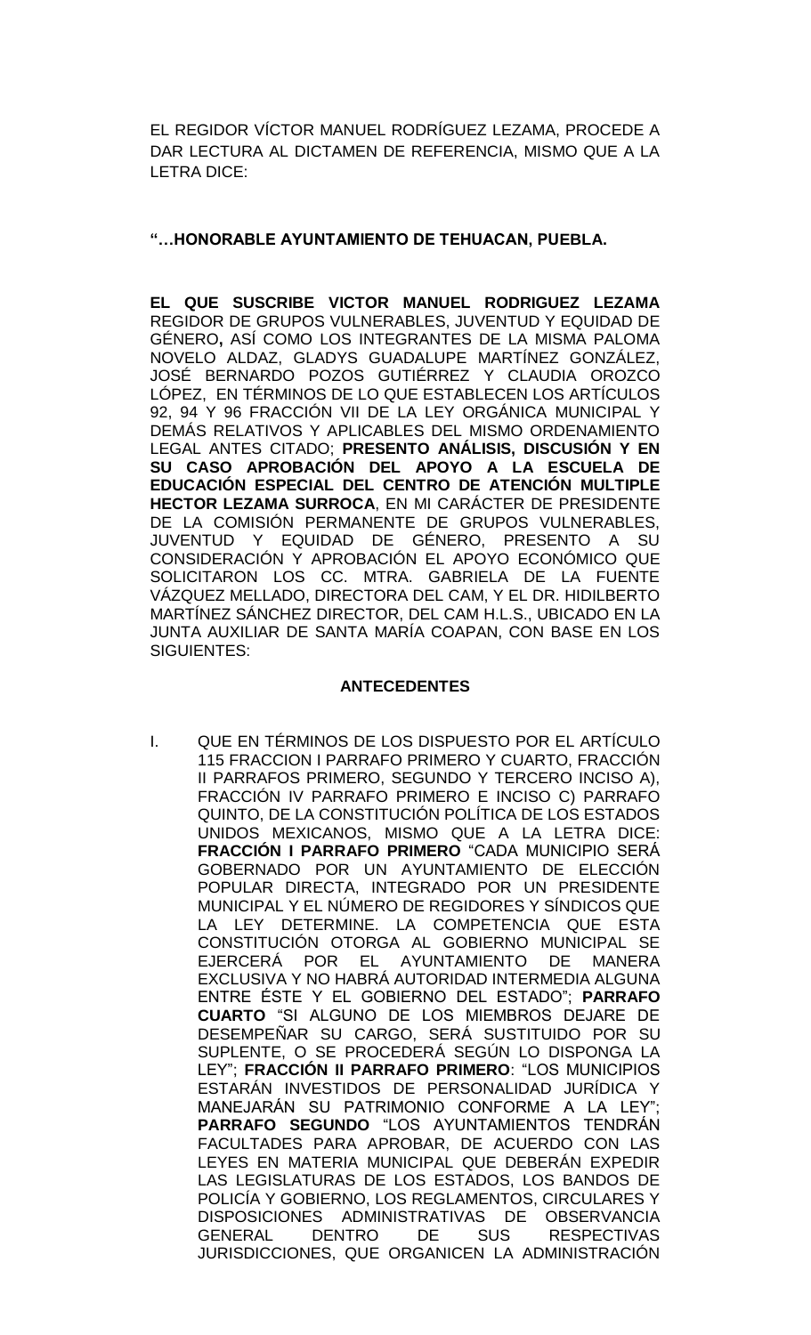EL REGIDOR VÍCTOR MANUEL RODRÍGUEZ LEZAMA, PROCEDE A DAR LECTURA AL DICTAMEN DE REFERENCIA, MISMO QUE A LA LETRA DICE:

**"…HONORABLE AYUNTAMIENTO DE TEHUACAN, PUEBLA.**

**EL QUE SUSCRIBE VICTOR MANUEL RODRIGUEZ LEZAMA** REGIDOR DE GRUPOS VULNERABLES, JUVENTUD Y EQUIDAD DE GÉNERO**,** ASÍ COMO LOS INTEGRANTES DE LA MISMA PALOMA NOVELO ALDAZ, GLADYS GUADALUPE MARTÍNEZ GONZÁLEZ, JOSÉ BERNARDO POZOS GUTIÉRREZ Y CLAUDIA OROZCO LÓPEZ, EN TÉRMINOS DE LO QUE ESTABLECEN LOS ARTÍCULOS 92, 94 Y 96 FRACCIÓN VII DE LA LEY ORGÁNICA MUNICIPAL Y DEMÁS RELATIVOS Y APLICABLES DEL MISMO ORDENAMIENTO LEGAL ANTES CITADO; **PRESENTO ANÁLISIS, DISCUSIÓN Y EN SU CASO APROBACIÓN DEL APOYO A LA ESCUELA DE EDUCACIÓN ESPECIAL DEL CENTRO DE ATENCIÓN MULTIPLE HECTOR LEZAMA SURROCA**, EN MI CARÁCTER DE PRESIDENTE DE LA COMISIÓN PERMANENTE DE GRUPOS VULNERABLES, JUVENTUD Y EQUIDAD DE GÉNERO, PRESENTO A SU CONSIDERACIÓN Y APROBACIÓN EL APOYO ECONÓMICO QUE SOLICITARON LOS CC. MTRA. GABRIELA DE LA FUENTE VÁZQUEZ MELLADO, DIRECTORA DEL CAM, Y EL DR. HIDILBERTO MARTÍNEZ SÁNCHEZ DIRECTOR, DEL CAM H.L.S., UBICADO EN LA JUNTA AUXILIAR DE SANTA MARÍA COAPAN, CON BASE EN LOS SIGUIENTES:

**ANTECEDENTES**

I. QUE EN TÉRMINOS DE LOS DISPUESTO POR EL ARTÍCULO 115 FRACCION I PARRAFO PRIMERO Y CUARTO, FRACCIÓN II PARRAFOS PRIMERO, SEGUNDO Y TERCERO INCISO A), FRACCIÓN IV PARRAFO PRIMERO E INCISO C) PARRAFO QUINTO, DE LA CONSTITUCIÓN POLÍTICA DE LOS ESTADOS UNIDOS MEXICANOS, MISMO QUE A LA LETRA DICE: **FRACCIÓN I PARRAFO PRIMERO** "CADA MUNICIPIO SERÁ GOBERNADO POR UN AYUNTAMIENTO DE ELECCIÓN POPULAR DIRECTA, INTEGRADO POR UN PRESIDENTE MUNICIPAL Y EL NÚMERO DE REGIDORES Y SÍNDICOS QUE LA LEY DETERMINE. LA COMPETENCIA QUE ESTA CONSTITUCIÓN OTORGA AL GOBIERNO MUNICIPAL SE EJERCERÁ POR EL AYUNTAMIENTO DE MANERA EXCLUSIVA Y NO HABRÁ AUTORIDAD INTERMEDIA ALGUNA ENTRE ÉSTE Y EL GOBIERNO DEL ESTADO"; **PARRAFO CUARTO** "SI ALGUNO DE LOS MIEMBROS DEJARE DE DESEMPEÑAR SU CARGO, SERÁ SUSTITUIDO POR SU SUPLENTE, O SE PROCEDERÁ SEGÚN LO DISPONGA LA LEY"; **FRACCIÓN II PARRAFO PRIMERO**: "LOS MUNICIPIOS ESTARÁN INVESTIDOS DE PERSONALIDAD JURÍDICA Y MANEJARÁN SU PATRIMONIO CONFORME A LA LEY"; **PARRAFO SEGUNDO** "LOS AYUNTAMIENTOS TENDRÁN FACULTADES PARA APROBAR, DE ACUERDO CON LAS LEYES EN MATERIA MUNICIPAL QUE DEBERÁN EXPEDIR LAS LEGISLATURAS DE LOS ESTADOS, LOS BANDOS DE POLICÍA Y GOBIERNO, LOS REGLAMENTOS, CIRCULARES Y DISPOSICIONES ADMINISTRATIVAS DE OBSERVANCIA GENERAL DENTRO DE SUS RESPECTIVAS JURISDICCIONES, QUE ORGANICEN LA ADMINISTRACIÓN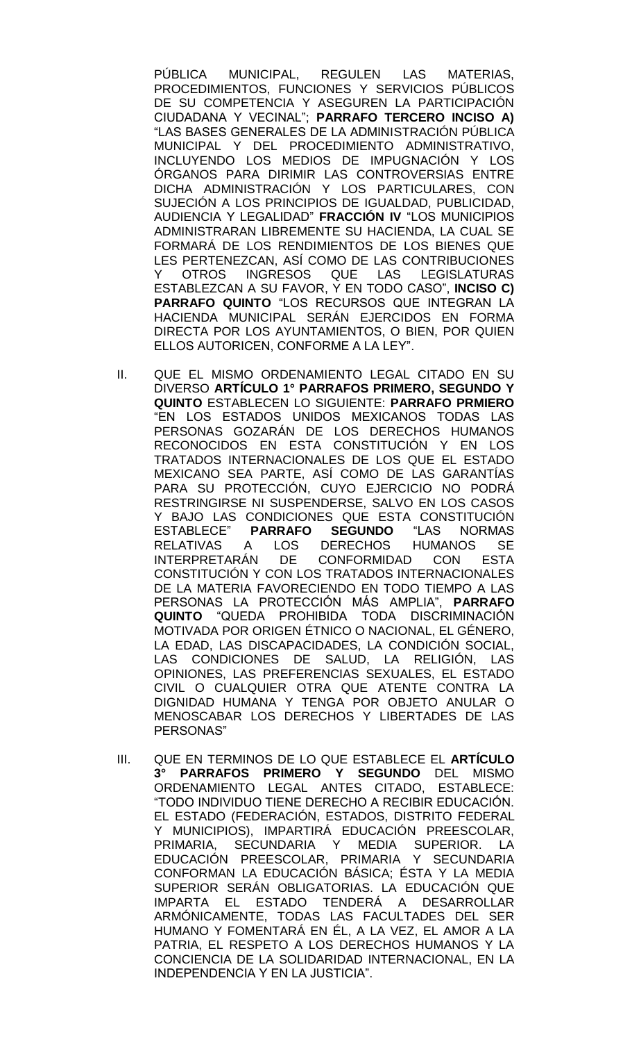PÚBLICA MUNICIPAL, REGULEN LAS MATERIAS, PROCEDIMIENTOS, FUNCIONES Y SERVICIOS PÚBLICOS DE SU COMPETENCIA Y ASEGUREN LA PARTICIPACIÓN CIUDADANA Y VECINAL"; **PARRAFO TERCERO INCISO A)** "LAS BASES GENERALES DE LA ADMINISTRACIÓN PÚBLICA MUNICIPAL Y DEL PROCEDIMIENTO ADMINISTRATIVO, INCLUYENDO LOS MEDIOS DE IMPUGNACIÓN Y LOS ÓRGANOS PARA DIRIMIR LAS CONTROVERSIAS ENTRE DICHA ADMINISTRACIÓN Y LOS PARTICULARES, CON SUJECIÓN A LOS PRINCIPIOS DE IGUALDAD, PUBLICIDAD, AUDIENCIA Y LEGALIDAD" **FRACCIÓN IV** "LOS MUNICIPIOS ADMINISTRARAN LIBREMENTE SU HACIENDA, LA CUAL SE FORMARÁ DE LOS RENDIMIENTOS DE LOS BIENES QUE LES PERTENEZCAN, ASÍ COMO DE LAS CONTRIBUCIONES Y OTROS INGRESOS QUE LAS LEGISLATURAS ESTABLEZCAN A SU FAVOR, Y EN TODO CASO", **INCISO C) PARRAFO QUINTO** "LOS RECURSOS QUE INTEGRAN LA HACIENDA MUNICIPAL SERÁN EJERCIDOS EN FORMA DIRECTA POR LOS AYUNTAMIENTOS, O BIEN, POR QUIEN ELLOS AUTORICEN, CONFORME A LA LEY".

II. QUE EL MISMO ORDENAMIENTO LEGAL CITADO EN SU DIVERSO **ARTÍCULO 1° PARRAFOS PRIMERO, SEGUNDO Y QUINTO** ESTABLECEN LO SIGUIENTE: **PARRAFO PRMIERO** "EN LOS ESTADOS UNIDOS MEXICANOS TODAS LAS PERSONAS GOZARÁN DE LOS DERECHOS HUMANOS RECONOCIDOS EN ESTA CONSTITUCIÓN Y EN LOS TRATADOS INTERNACIONALES DE LOS QUE EL ESTADO MEXICANO SEA PARTE, ASÍ COMO DE LAS GARANTÍAS PARA SU PROTECCIÓN, CUYO EJERCICIO NO PODRÁ RESTRINGIRSE NI SUSPENDERSE, SALVO EN LOS CASOS Y BAJO LAS CONDICIONES QUE ESTA CONSTITUCIÓN ESTABLECE" **PARRAFO SEGUNDO** "LAS NORMAS RELATIVAS A LOS DERECHOS HUMANOS SE INTERPRETARÁN DE CONFORMIDAD CON ESTA CONSTITUCIÓN Y CON LOS TRATADOS INTERNACIONALES DE LA MATERIA FAVORECIENDO EN TODO TIEMPO A LAS PERSONAS LA PROTECCIÓN MÁS AMPLIA", **PARRAFO QUINTO** "QUEDA PROHIBIDA TODA DISCRIMINACIÓN MOTIVADA POR ORIGEN ÉTNICO O NACIONAL, EL GÉNERO, LA EDAD, LAS DISCAPACIDADES, LA CONDICIÓN SOCIAL, LAS CONDICIONES DE SALUD, LA RELIGIÓN, LAS OPINIONES, LAS PREFERENCIAS SEXUALES, EL ESTADO CIVIL O CUALQUIER OTRA QUE ATENTE CONTRA LA DIGNIDAD HUMANA Y TENGA POR OBJETO ANULAR O MENOSCABAR LOS DERECHOS Y LIBERTADES DE LAS PERSONAS"

III. QUE EN TERMINOS DE LO QUE ESTABLECE EL **ARTÍCULO 3° PARRAFOS PRIMERO Y SEGUNDO** DEL MISMO ORDENAMIENTO LEGAL ANTES CITADO, ESTABLECE: "TODO INDIVIDUO TIENE DERECHO A RECIBIR EDUCACIÓN. EL ESTADO (FEDERACIÓN, ESTADOS, DISTRITO FEDERAL Y MUNICIPIOS), IMPARTIRÁ EDUCACIÓN PREESCOLAR, PRIMARIA, SECUNDARIA Y MEDIA SUPERIOR. LA EDUCACIÓN PREESCOLAR, PRIMARIA Y SECUNDARIA CONFORMAN LA EDUCACIÓN BÁSICA; ÉSTA Y LA MEDIA SUPERIOR SERÁN OBLIGATORIAS. LA EDUCACIÓN QUE IMPARTA EL ESTADO TENDERÁ A DESARROLLAR ARMÓNICAMENTE, TODAS LAS FACULTADES DEL SER HUMANO Y FOMENTARÁ EN ÉL, A LA VEZ, EL AMOR A LA PATRIA, EL RESPETO A LOS DERECHOS HUMANOS Y LA CONCIENCIA DE LA SOLIDARIDAD INTERNACIONAL, EN LA INDEPENDENCIA Y EN LA JUSTICIA".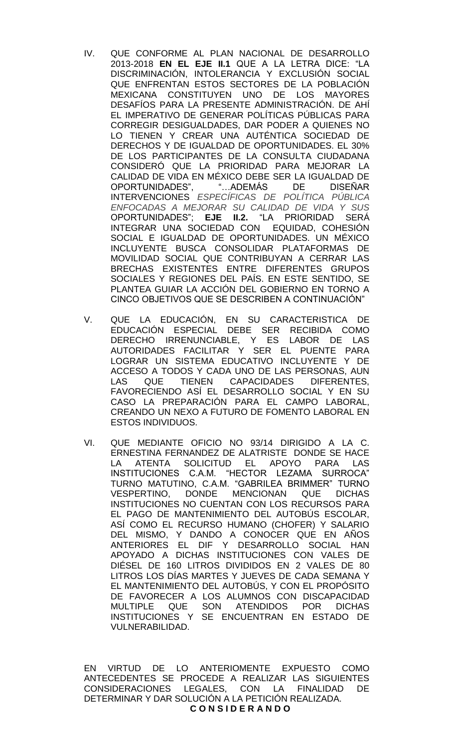IV. QUE CONFORME AL PLAN NACIONAL DE DESARROLLO 2013-2018 **EN EL EJE II.1** QUE A LA LETRA DICE: “LA DISCRIMINACIÓN, INTOLERANCIA Y EXCLUSIÓN SOCIAL QUE ENFRENTAN ESTOS SECTORES DE LA POBLACIÓN MEXICANA CONSTITUYEN UNO DE LOS MAYORES DESAFÍOS PARA LA PRESENTE ADMINISTRACIÓN. DE AHÍ EL IMPERATIVO DE GENERAR POLÍTICAS PÚBLICAS PARA CORREGIR DESIGUALDADES, DAR PODER A QUIENES NO LO TIENEN Y CREAR UNA AUTÉNTICA SOCIEDAD DE DERECHOS Y DE IGUALDAD DE OPORTUNIDADES. EL 30% DE LOS PARTICIPANTES DE LA CONSULTA CIUDADANA CONSIDERÓ QUE LA PRIORIDAD PARA MEJORAR LA CALIDAD DE VIDA EN MÉXICO DEBE SER LA IGUALDAD DE OPORTUNIDADES”, “…ADEMÁS DE DISEÑAR INTERVENCIONES *ESPECÍFICAS DE POLÍTICA PÚBLICA ENFOCADAS A MEJORAR SU CALIDAD DE VIDA Y SUS* OPORTUNIDADES”; **EJE II.2.** “LA PRIORIDAD SERÁ INTEGRAR UNA SOCIEDAD CON EQUIDAD, COHESIÓN SOCIAL E IGUALDAD DE OPORTUNIDADES. UN MÉXICO INCLUYENTE BUSCA CONSOLIDAR PLATAFORMAS DE MOVILIDAD SOCIAL QUE CONTRIBUYAN A CERRAR LAS BRECHAS EXISTENTES ENTRE DIFERENTES GRUPOS SOCIALES Y REGIONES DEL PAÍS. EN ESTE SENTIDO, SE PLANTEA GUIAR LA ACCIÓN DEL GOBIERNO EN TORNO A CINCO OBJETIVOS QUE SE DESCRIBEN A CONTINUACIÓN”

V. QUE LA EDUCACIÓN, EN SU CARACTERISTICA DE EDUCACIÓN ESPECIAL DEBE SER RECIBIDA COMO DERECHO IRRENUNCIABLE, Y ES LABOR DE LAS AUTORIDADES FACILITAR Y SER EL PUENTE PARA LOGRAR UN SISTEMA EDUCATIVO INCLUYENTE Y DE ACCESO A TODOS Y CADA UNO DE LAS PERSONAS, AUN LAS QUE TIENEN CAPACIDADES DIFERENTES, FAVORECIENDO ASÍ EL DESARROLLO SOCIAL Y EN SU CASO LA PREPARACIÓN PARA EL CAMPO LABORAL, CREANDO UN NEXO A FUTURO DE FOMENTO LABORAL EN ESTOS INDIVIDUOS.

VI. QUE MEDIANTE OFICIO NO 93/14 DIRIGIDO A LA C. ERNESTINA FERNANDEZ DE ALATRISTE DONDE SE HACE LA ATENTA SOLICITUD EL APOYO PARA LAS INSTITUCIONES C.A.M. “HECTOR LEZAMA SURROCA” TURNO MATUTINO, C.A.M. “GABRILEA BRIMMER” TURNO VESPERTINO, DONDE MENCIONAN QUE DICHAS INSTITUCIONES NO CUENTAN CON LOS RECURSOS PARA EL PAGO DE MANTENIMIENTO DEL AUTOBÚS ESCOLAR, ASÍ COMO EL RECURSO HUMANO (CHOFER) Y SALARIO DEL MISMO, Y DANDO A CONOCER QUE EN AÑOS ANTERIORES EL DIF Y DESARROLLO SOCIAL HAN APOYADO A DICHAS INSTITUCIONES CON VALES DE DIÉSEL DE 160 LITROS DIVIDIDOS EN 2 VALES DE 80 LITROS LOS DÍAS MARTES Y JUEVES DE CADA SEMANA Y EL MANTENIMIENTO DEL AUTOBÚS, Y CON EL PROPÓSITO DE FAVORECER A LOS ALUMNOS CON DISCAPACIDAD MULTIPLE QUE SON ATENDIDOS POR DICHAS INSTITUCIONES Y SE ENCUENTRAN EN ESTADO DE VULNERABILIDAD.

EN VIRTUD DE LO ANTERIOMENTE EXPUESTO COMO ANTECEDENTES SE PROCEDE A REALIZAR LAS SIGUIENTES CONSIDERACIONES LEGALES, CON LA FINALIDAD DE DETERMINAR Y DAR SOLUCIÓN A LA PETICIÓN REALIZADA.

**C O N S I D E R A N D O**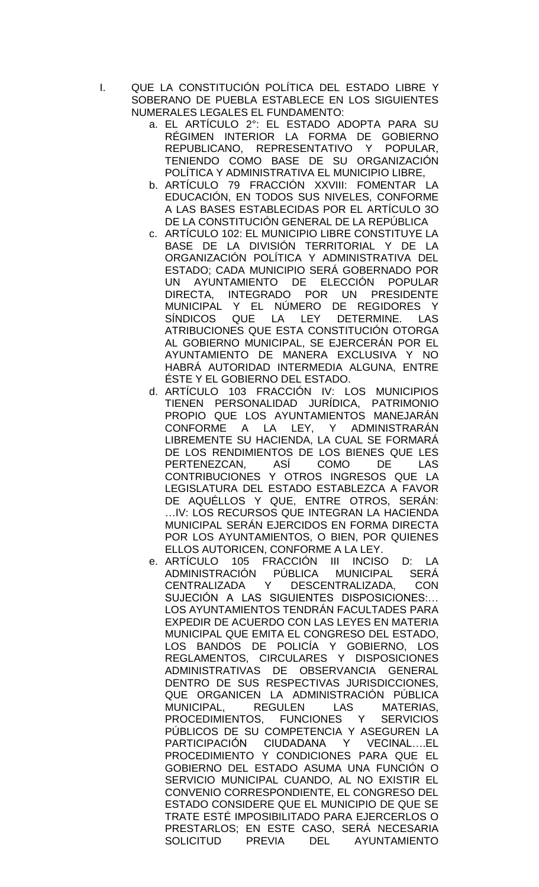I. QUE LA CONSTITUCIÓN POLÍTICA DEL ESTADO LIBRE Y SOBERANO DE PUEBLA ESTABLECE EN LOS SIGUIENTES NUMERALES LEGALES EL FUNDAMENTO:
   a. EL ARTÍCULO 2°: EL ESTADO ADOPTA PARA SU RÉGIMEN INTERIOR LA FORMA DE GOBIERNO REPUBLICANO, REPRESENTATIVO Y POPULAR, TENIENDO COMO BASE DE SU ORGANIZACIÓN POLÍTICA Y ADMINISTRATIVA EL MUNICIPIO LIBRE,
   b. ARTÍCULO 79 FRACCIÓN XXVIII: FOMENTAR LA EDUCACIÓN, EN TODOS SUS NIVELES, CONFORME A LAS BASES ESTABLECIDAS POR EL ARTÍCULO 3O DE LA CONSTITUCIÓN GENERAL DE LA REPÚBLICA
   c. ARTÍCULO 102: EL MUNICIPIO LIBRE CONSTITUYE LA BASE DE LA DIVISIÓN TERRITORIAL Y DE LA ORGANIZACIÓN POLÍTICA Y ADMINISTRATIVA DEL ESTADO; CADA MUNICIPIO SERÁ GOBERNADO POR UN AYUNTAMIENTO DE ELECCIÓN POPULAR DIRECTA, INTEGRADO POR UN PRESIDENTE MUNICIPAL Y EL NÚMERO DE REGIDORES Y SÍNDICOS QUE LA LEY DETERMINE. LAS ATRIBUCIONES QUE ESTA CONSTITUCIÓN OTORGA AL GOBIERNO MUNICIPAL, SE EJERCERÁN POR EL AYUNTAMIENTO DE MANERA EXCLUSIVA Y NO HABRÁ AUTORIDAD INTERMEDIA ALGUNA, ENTRE ÉSTE Y EL GOBIERNO DEL ESTADO.
   d. ARTÍCULO 103 FRACCIÓN IV: LOS MUNICIPIOS TIENEN PERSONALIDAD JURÍDICA, PATRIMONIO PROPIO QUE LOS AYUNTAMIENTOS MANEJARÁN CONFORME A LA LEY, Y ADMINISTRARÁN LIBREMENTE SU HACIENDA, LA CUAL SE FORMARÁ DE LOS RENDIMIENTOS DE LOS BIENES QUE LES PERTENEZCAN, ASÍ COMO DE LAS CONTRIBUCIONES Y OTROS INGRESOS QUE LA LEGISLATURA DEL ESTADO ESTABLEZCA A FAVOR DE AQUÉLLOS Y QUE, ENTRE OTROS, SERÁN: …IV: LOS RECURSOS QUE INTEGRAN LA HACIENDA MUNICIPAL SERÁN EJERCIDOS EN FORMA DIRECTA POR LOS AYUNTAMIENTOS, O BIEN, POR QUIENES ELLOS AUTORICEN, CONFORME A LA LEY.
   e. ARTÍCULO 105 FRACCIÓN III INCISO D: LA ADMINISTRACIÓN PÚBLICA MUNICIPAL SERÁ CENTRALIZADA Y DESCENTRALIZADA, CON SUJECIÓN A LAS SIGUIENTES DISPOSICIONES:… LOS AYUNTAMIENTOS TENDRÁN FACULTADES PARA EXPEDIR DE ACUERDO CON LAS LEYES EN MATERIA MUNICIPAL QUE EMITA EL CONGRESO DEL ESTADO, LOS BANDOS DE POLICÍA Y GOBIERNO, LOS REGLAMENTOS, CIRCULARES Y DISPOSICIONES ADMINISTRATIVAS DE OBSERVANCIA GENERAL DENTRO DE SUS RESPECTIVAS JURISDICCIONES, QUE ORGANICEN LA ADMINISTRACIÓN PÚBLICA MUNICIPAL, REGULEN LAS MATERIAS, PROCEDIMIENTOS, FUNCIONES Y SERVICIOS PÚBLICOS DE SU COMPETENCIA Y ASEGUREN LA PARTICIPACIÓN CIUDADANA Y VECINAL….EL PROCEDIMIENTO Y CONDICIONES PARA QUE EL GOBIERNO DEL ESTADO ASUMA UNA FUNCIÓN O SERVICIO MUNICIPAL CUANDO, AL NO EXISTIR EL CONVENIO CORRESPONDIENTE, EL CONGRESO DEL ESTADO CONSIDERE QUE EL MUNICIPIO DE QUE SE TRATE ESTÉ IMPOSIBILITADO PARA EJERCERLOS O PRESTARLOS; EN ESTE CASO, SERÁ NECESARIA SOLICITUD PREVIA DEL AYUNTAMIENTO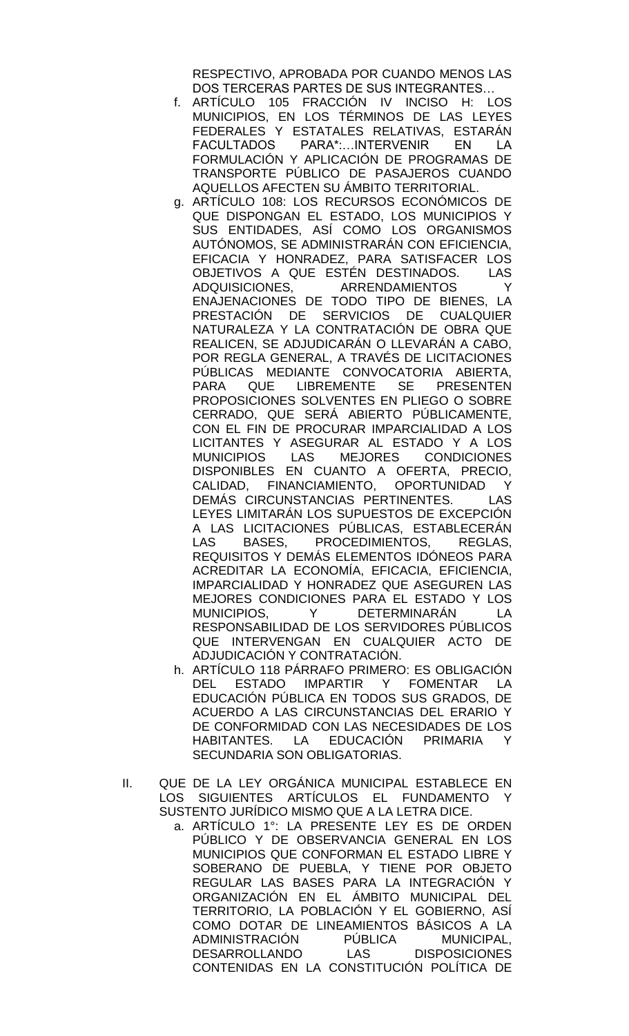RESPECTIVO, APROBADA POR CUANDO MENOS LAS DOS TERCERAS PARTES DE SUS INTEGRANTES…

f. ARTÍCULO 105 FRACCIÓN IV INCISO H: LOS MUNICIPIOS, EN LOS TÉRMINOS DE LAS LEYES FEDERALES Y ESTATALES RELATIVAS, ESTARÁN FACULTADOS PARA*:…INTERVENIR EN LA FORMULACIÓN Y APLICACIÓN DE PROGRAMAS DE TRANSPORTE PÚBLICO DE PASAJEROS CUANDO AQUELLOS AFECTEN SU ÁMBITO TERRITORIAL.
g. ARTÍCULO 108: LOS RECURSOS ECONÓMICOS DE QUE DISPONGAN EL ESTADO, LOS MUNICIPIOS Y SUS ENTIDADES, ASÍ COMO LOS ORGANISMOS AUTÓNOMOS, SE ADMINISTRARÁN CON EFICIENCIA, EFICACIA Y HONRADEZ, PARA SATISFACER LOS OBJETIVOS A QUE ESTÉN DESTINADOS. LAS ADQUISICIONES, ARRENDAMIENTOS Y ENAJENACIONES DE TODO TIPO DE BIENES, LA PRESTACIÓN DE SERVICIOS DE CUALQUIER NATURALEZA Y LA CONTRATACIÓN DE OBRA QUE REALICEN, SE ADJUDICARÁN O LLEVARÁN A CABO, POR REGLA GENERAL, A TRAVÉS DE LICITACIONES PÚBLICAS MEDIANTE CONVOCATORIA ABIERTA, PARA QUE LIBREMENTE SE PRESENTEN PROPOSICIONES SOLVENTES EN PLIEGO O SOBRE CERRADO, QUE SERÁ ABIERTO PÚBLICAMENTE, CON EL FIN DE PROCURAR IMPARCIALIDAD A LOS LICITANTES Y ASEGURAR AL ESTADO Y A LOS MUNICIPIOS LAS MEJORES CONDICIONES DISPONIBLES EN CUANTO A OFERTA, PRECIO, CALIDAD, FINANCIAMIENTO, OPORTUNIDAD Y DEMÁS CIRCUNSTANCIAS PERTINENTES. LAS LEYES LIMITARÁN LOS SUPUESTOS DE EXCEPCIÓN A LAS LICITACIONES PÚBLICAS, ESTABLECERÁN LAS BASES, PROCEDIMIENTOS, REGLAS, REQUISITOS Y DEMÁS ELEMENTOS IDÓNEOS PARA ACREDITAR LA ECONOMÍA, EFICACIA, EFICIENCIA, IMPARCIALIDAD Y HONRADEZ QUE ASEGUREN LAS MEJORES CONDICIONES PARA EL ESTADO Y LOS MUNICIPIOS, Y DETERMINARÁN LA RESPONSABILIDAD DE LOS SERVIDORES PÚBLICOS QUE INTERVENGAN EN CUALQUIER ACTO DE ADJUDICACIÓN Y CONTRATACIÓN.
h. ARTÍCULO 118 PÁRRAFO PRIMERO: ES OBLIGACIÓN DEL ESTADO IMPARTIR Y FOMENTAR LA EDUCACIÓN PÚBLICA EN TODOS SUS GRADOS, DE ACUERDO A LAS CIRCUNSTANCIAS DEL ERARIO Y DE CONFORMIDAD CON LAS NECESIDADES DE LOS HABITANTES. LA EDUCACIÓN PRIMARIA Y SECUNDARIA SON OBLIGATORIAS.

II. QUE DE LA LEY ORGÁNICA MUNICIPAL ESTABLECE EN LOS SIGUIENTES ARTÍCULOS EL FUNDAMENTO Y SUSTENTO JURÍDICO MISMO QUE A LA LETRA DICE.
   a. ARTÍCULO 1°: LA PRESENTE LEY ES DE ORDEN PÚBLICO Y DE OBSERVANCIA GENERAL EN LOS MUNICIPIOS QUE CONFORMAN EL ESTADO LIBRE Y SOBERANO DE PUEBLA, Y TIENE POR OBJETO REGULAR LAS BASES PARA LA INTEGRACIÓN Y ORGANIZACIÓN EN EL ÁMBITO MUNICIPAL DEL TERRITORIO, LA POBLACIÓN Y EL GOBIERNO, ASÍ COMO DOTAR DE LINEAMIENTOS BÁSICOS A LA ADMINISTRACIÓN PÚBLICA MUNICIPAL, DESARROLLANDO LAS DISPOSICIONES CONTENIDAS EN LA CONSTITUCIÓN POLÍTICA DE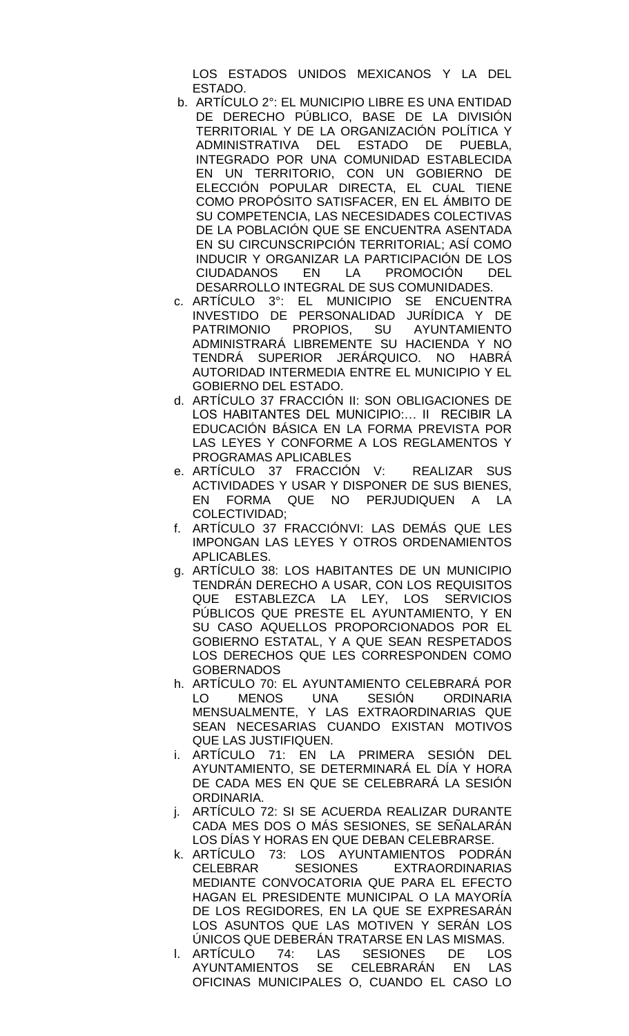LOS ESTADOS UNIDOS MEXICANOS Y LA DEL ESTADO.

b. ARTÍCULO 2°: EL MUNICIPIO LIBRE ES UNA ENTIDAD DE DERECHO PÚBLICO, BASE DE LA DIVISIÓN TERRITORIAL Y DE LA ORGANIZACIÓN POLÍTICA Y ADMINISTRATIVA DEL ESTADO DE PUEBLA, INTEGRADO POR UNA COMUNIDAD ESTABLECIDA EN UN TERRITORIO, CON UN GOBIERNO DE ELECCIÓN POPULAR DIRECTA, EL CUAL TIENE COMO PROPÓSITO SATISFACER, EN EL ÁMBITO DE SU COMPETENCIA, LAS NECESIDADES COLECTIVAS DE LA POBLACIÓN QUE SE ENCUENTRA ASENTADA EN SU CIRCUNSCRIPCIÓN TERRITORIAL; ASÍ COMO INDUCIR Y ORGANIZAR LA PARTICIPACIÓN DE LOS CIUDADANOS EN LA PROMOCIÓN DEL DESARROLLO INTEGRAL DE SUS COMUNIDADES.
c. ARTÍCULO 3°: EL MUNICIPIO SE ENCUENTRA INVESTIDO DE PERSONALIDAD JURÍDICA Y DE PATRIMONIO PROPIOS, SU AYUNTAMIENTO ADMINISTRARÁ LIBREMENTE SU HACIENDA Y NO TENDRÁ SUPERIOR JERÁRQUICO. NO HABRÁ AUTORIDAD INTERMEDIA ENTRE EL MUNICIPIO Y EL GOBIERNO DEL ESTADO.
d. ARTÍCULO 37 FRACCIÓN II: SON OBLIGACIONES DE LOS HABITANTES DEL MUNICIPIO:… II RECIBIR LA EDUCACIÓN BÁSICA EN LA FORMA PREVISTA POR LAS LEYES Y CONFORME A LOS REGLAMENTOS Y PROGRAMAS APLICABLES
e. ARTÍCULO 37 FRACCIÓN V: REALIZAR SUS ACTIVIDADES Y USAR Y DISPONER DE SUS BIENES, EN FORMA QUE NO PERJUDIQUEN A LA COLECTIVIDAD;
f. ARTÍCULO 37 FRACCIÓNVI: LAS DEMÁS QUE LES IMPONGAN LAS LEYES Y OTROS ORDENAMIENTOS APLICABLES.
g. ARTÍCULO 38: LOS HABITANTES DE UN MUNICIPIO TENDRÁN DERECHO A USAR, CON LOS REQUISITOS QUE ESTABLEZCA LA LEY, LOS SERVICIOS PÚBLICOS QUE PRESTE EL AYUNTAMIENTO, Y EN SU CASO AQUELLOS PROPORCIONADOS POR EL GOBIERNO ESTATAL, Y A QUE SEAN RESPETADOS LOS DERECHOS QUE LES CORRESPONDEN COMO GOBERNADOS
h. ARTÍCULO 70: EL AYUNTAMIENTO CELEBRARÁ POR LO MENOS UNA SESIÓN ORDINARIA MENSUALMENTE, Y LAS EXTRAORDINARIAS QUE SEAN NECESARIAS CUANDO EXISTAN MOTIVOS QUE LAS JUSTIFIQUEN.
i. ARTÍCULO 71: EN LA PRIMERA SESIÓN DEL AYUNTAMIENTO, SE DETERMINARÁ EL DÍA Y HORA DE CADA MES EN QUE SE CELEBRARÁ LA SESIÓN ORDINARIA.
j. ARTÍCULO 72: SI SE ACUERDA REALIZAR DURANTE CADA MES DOS O MÁS SESIONES, SE SEÑALARÁN LOS DÍAS Y HORAS EN QUE DEBAN CELEBRARSE.
k. ARTÍCULO 73: LOS AYUNTAMIENTOS PODRÁN CELEBRAR SESIONES EXTRAORDINARIAS MEDIANTE CONVOCATORIA QUE PARA EL EFECTO HAGAN EL PRESIDENTE MUNICIPAL O LA MAYORÍA DE LOS REGIDORES, EN LA QUE SE EXPRESARÁN LOS ASUNTOS QUE LAS MOTIVEN Y SERÁN LOS ÚNICOS QUE DEBERÁN TRATARSE EN LAS MISMAS.
l. ARTÍCULO 74: LAS SESIONES DE LOS AYUNTAMIENTOS SE CELEBRARÁN EN LAS OFICINAS MUNICIPALES O, CUANDO EL CASO LO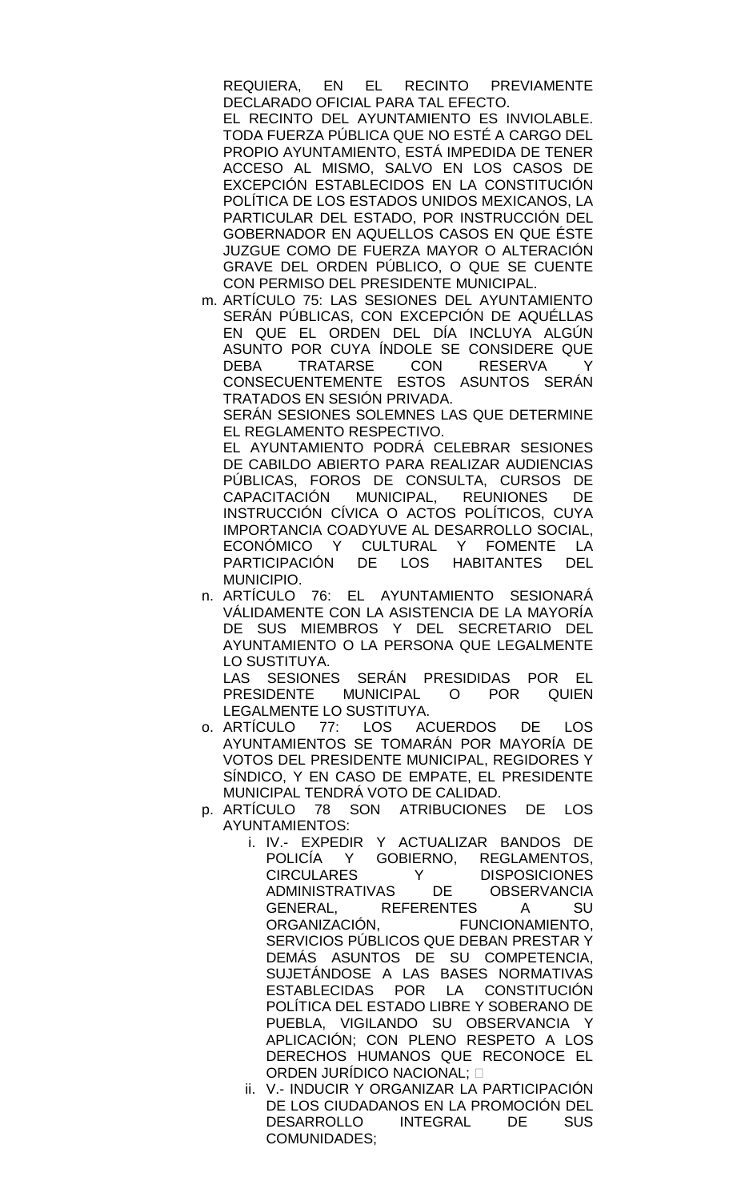REQUIERA, EN EL RECINTO PREVIAMENTE DECLARADO OFICIAL PARA TAL EFECTO.

EL RECINTO DEL AYUNTAMIENTO ES INVIOLABLE. TODA FUERZA PÚBLICA QUE NO ESTÉ A CARGO DEL PROPIO AYUNTAMIENTO, ESTÁ IMPEDIDA DE TENER ACCESO AL MISMO, SALVO EN LOS CASOS DE EXCEPCIÓN ESTABLECIDOS EN LA CONSTITUCIÓN POLÍTICA DE LOS ESTADOS UNIDOS MEXICANOS, LA PARTICULAR DEL ESTADO, POR INSTRUCCIÓN DEL GOBERNADOR EN AQUELLOS CASOS EN QUE ÉSTE JUZGUE COMO DE FUERZA MAYOR O ALTERACIÓN GRAVE DEL ORDEN PÚBLICO, O QUE SE CUENTE CON PERMISO DEL PRESIDENTE MUNICIPAL.

m. ARTÍCULO 75: LAS SESIONES DEL AYUNTAMIENTO SERÁN PÚBLICAS, CON EXCEPCIÓN DE AQUÉLLAS EN QUE EL ORDEN DEL DÍA INCLUYA ALGÚN ASUNTO POR CUYA ÍNDOLE SE CONSIDERE QUE DEBA TRATARSE CON RESERVA Y CONSECUENTEMENTE ESTOS ASUNTOS SERÁN TRATADOS EN SESIÓN PRIVADA.

   SERÁN SESIONES SOLEMNES LAS QUE DETERMINE EL REGLAMENTO RESPECTIVO.

   EL AYUNTAMIENTO PODRÁ CELEBRAR SESIONES DE CABILDO ABIERTO PARA REALIZAR AUDIENCIAS PÚBLICAS, FOROS DE CONSULTA, CURSOS DE CAPACITACIÓN MUNICIPAL, REUNIONES DE INSTRUCCIÓN CÍVICA O ACTOS POLÍTICOS, CUYA IMPORTANCIA COADYUVE AL DESARROLLO SOCIAL, ECONÓMICO Y CULTURAL Y FOMENTE LA PARTICIPACIÓN DE LOS HABITANTES DEL MUNICIPIO.

n. ARTÍCULO 76: EL AYUNTAMIENTO SESIONARÁ VÁLIDAMENTE CON LA ASISTENCIA DE LA MAYORÍA DE SUS MIEMBROS Y DEL SECRETARIO DEL AYUNTAMIENTO O LA PERSONA QUE LEGALMENTE LO SUSTITUYA.

   LAS SESIONES SERÁN PRESIDIDAS POR EL PRESIDENTE MUNICIPAL O POR QUIEN LEGALMENTE LO SUSTITUYA.

o. ARTÍCULO 77: LOS ACUERDOS DE LOS AYUNTAMIENTOS SE TOMARÁN POR MAYORÍA DE VOTOS DEL PRESIDENTE MUNICIPAL, REGIDORES Y SÍNDICO, Y EN CASO DE EMPATE, EL PRESIDENTE MUNICIPAL TENDRÁ VOTO DE CALIDAD.

p. ARTÍCULO 78 SON ATRIBUCIONES DE LOS AYUNTAMIENTOS:

   i. IV.- EXPEDIR Y ACTUALIZAR BANDOS DE POLICÍA Y GOBIERNO, REGLAMENTOS, CIRCULARES Y DISPOSICIONES ADMINISTRATIVAS DE OBSERVANCIA GENERAL, REFERENTES A SU ORGANIZACIÓN, FUNCIONAMIENTO, SERVICIOS PÚBLICOS QUE DEBAN PRESTAR Y DEMÁS ASUNTOS DE SU COMPETENCIA, SUJETÁNDOSE A LAS BASES NORMATIVAS ESTABLECIDAS POR LA CONSTITUCIÓN POLÍTICA DEL ESTADO LIBRE Y SOBERANO DE PUEBLA, VIGILANDO SU OBSERVANCIA Y APLICACIÓN; CON PLENO RESPETO A LOS DERECHOS HUMANOS QUE RECONOCE EL ORDEN JURÍDICO NACIONAL; 

   ii. V.- INDUCIR Y ORGANIZAR LA PARTICIPACIÓN DE LOS CIUDADANOS EN LA PROMOCIÓN DEL DESARROLLO INTEGRAL DE SUS COMUNIDADES;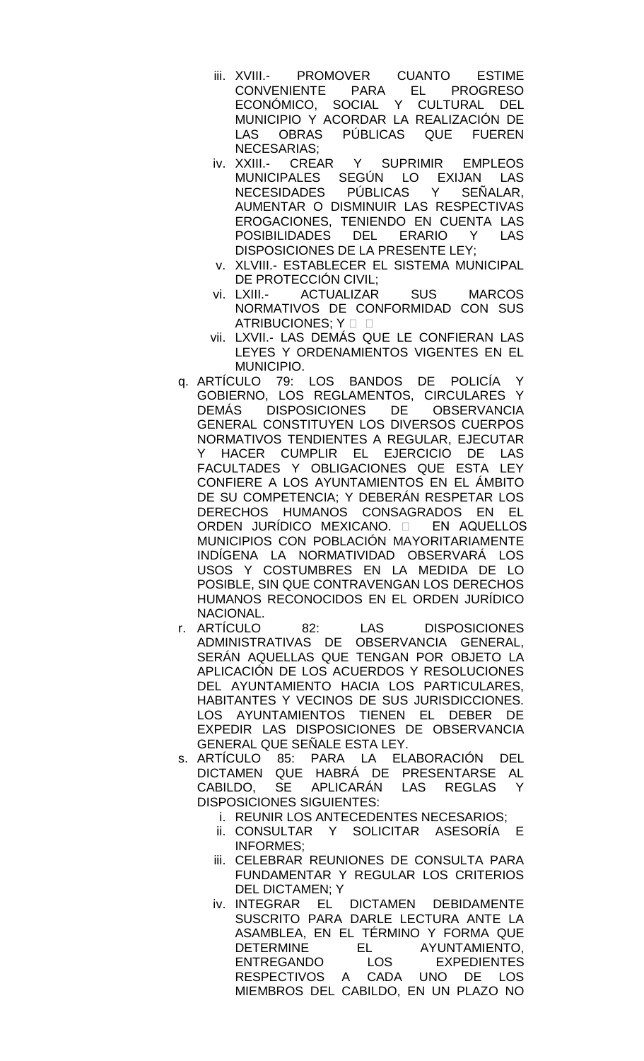iii. XVIII.- PROMOVER CUANTO ESTIME CONVENIENTE PARA EL PROGRESO ECONÓMICO, SOCIAL Y CULTURAL DEL MUNICIPIO Y ACORDAR LA REALIZACIÓN DE LAS OBRAS PÚBLICAS QUE FUEREN NECESARIAS;
   iv. XXIII.- CREAR Y SUPRIMIR EMPLEOS MUNICIPALES SEGÚN LO EXIJAN LAS NECESIDADES PÚBLICAS Y SEÑALAR, AUMENTAR O DISMINUIR LAS RESPECTIVAS EROGACIONES, TENIENDO EN CUENTA LAS POSIBILIDADES DEL ERARIO Y LAS DISPOSICIONES DE LA PRESENTE LEY;
   v. XLVIII.- ESTABLECER EL SISTEMA MUNICIPAL DE PROTECCIÓN CIVIL;
   vi. LXIII.- ACTUALIZAR SUS MARCOS NORMATIVOS DE CONFORMIDAD CON SUS ATRIBUCIONES; Y
   vii. LXVII.- LAS DEMÁS QUE LE CONFIERAN LAS LEYES Y ORDENAMIENTOS VIGENTES EN EL MUNICIPIO.

q. ARTÍCULO 79: LOS BANDOS DE POLICÍA Y GOBIERNO, LOS REGLAMENTOS, CIRCULARES Y DEMÁS DISPOSICIONES DE OBSERVANCIA GENERAL CONSTITUYEN LOS DIVERSOS CUERPOS NORMATIVOS TENDIENTES A REGULAR, EJECUTAR Y HACER CUMPLIR EL EJERCICIO DE LAS FACULTADES Y OBLIGACIONES QUE ESTA LEY CONFIERE A LOS AYUNTAMIENTOS EN EL ÁMBITO DE SU COMPETENCIA; Y DEBERÁN RESPETAR LOS DERECHOS HUMANOS CONSAGRADOS EN EL ORDEN JURÍDICO MEXICANO. EN AQUELLOS MUNICIPIOS CON POBLACIÓN MAYORITARIAMENTE INDÍGENA LA NORMATIVIDAD OBSERVARÁ LOS USOS Y COSTUMBRES EN LA MEDIDA DE LO POSIBLE, SIN QUE CONTRAVENGAN LOS DERECHOS HUMANOS RECONOCIDOS EN EL ORDEN JURÍDICO NACIONAL.

r. ARTÍCULO 82: LAS DISPOSICIONES ADMINISTRATIVAS DE OBSERVANCIA GENERAL, SERÁN AQUELLAS QUE TENGAN POR OBJETO LA APLICACIÓN DE LOS ACUERDOS Y RESOLUCIONES DEL AYUNTAMIENTO HACIA LOS PARTICULARES, HABITANTES Y VECINOS DE SUS JURISDICCIONES. LOS AYUNTAMIENTOS TIENEN EL DEBER DE EXPEDIR LAS DISPOSICIONES DE OBSERVANCIA GENERAL QUE SEÑALE ESTA LEY.

s. ARTÍCULO 85: PARA LA ELABORACIÓN DEL DICTAMEN QUE HABRÁ DE PRESENTARSE AL CABILDO, SE APLICARÁN LAS REGLAS Y DISPOSICIONES SIGUIENTES:
   i. REUNIR LOS ANTECEDENTES NECESARIOS;
   ii. CONSULTAR Y SOLICITAR ASESORÍA E INFORMES;
   iii. CELEBRAR REUNIONES DE CONSULTA PARA FUNDAMENTAR Y REGULAR LOS CRITERIOS DEL DICTAMEN; Y
   iv. INTEGRAR EL DICTAMEN DEBIDAMENTE SUSCRITO PARA DARLE LECTURA ANTE LA ASAMBLEA, EN EL TÉRMINO Y FORMA QUE DETERMINE EL AYUNTAMIENTO, ENTREGANDO LOS EXPEDIENTES RESPECTIVOS A CADA UNO DE LOS MIEMBROS DEL CABILDO, EN UN PLAZO NO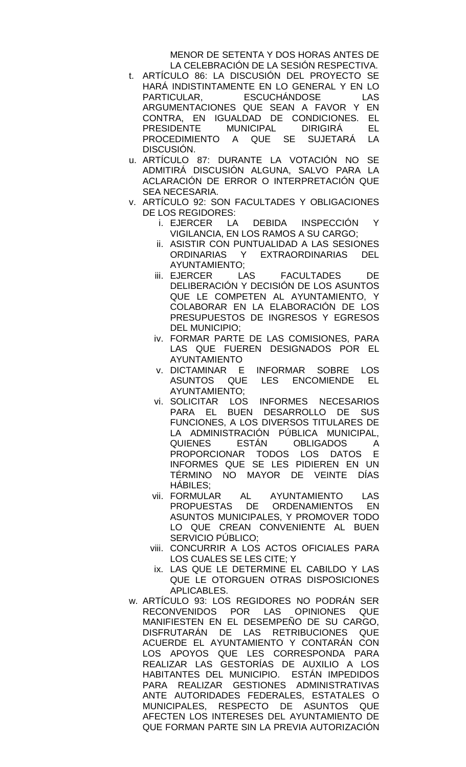MENOR DE SETENTA Y DOS HORAS ANTES DE LA CELEBRACIÓN DE LA SESIÓN RESPECTIVA.

t. ARTÍCULO 86: LA DISCUSIÓN DEL PROYECTO SE HARÁ INDISTINTAMENTE EN LO GENERAL Y EN LO PARTICULAR, ESCUCHÁNDOSE LAS ARGUMENTACIONES QUE SEAN A FAVOR Y EN CONTRA, EN IGUALDAD DE CONDICIONES. EL PRESIDENTE MUNICIPAL DIRIGIRÁ EL PROCEDIMIENTO A QUE SE SUJETARÁ LA DISCUSIÓN.

u. ARTÍCULO 87: DURANTE LA VOTACIÓN NO SE ADMITIRÁ DISCUSIÓN ALGUNA, SALVO PARA LA ACLARACIÓN DE ERROR O INTERPRETACIÓN QUE SEA NECESARIA.

v. ARTÍCULO 92: SON FACULTADES Y OBLIGACIONES DE LOS REGIDORES:

   i. EJERCER LA DEBIDA INSPECCIÓN Y VIGILANCIA, EN LOS RAMOS A SU CARGO;
   ii. ASISTIR CON PUNTUALIDAD A LAS SESIONES ORDINARIAS Y EXTRAORDINARIAS DEL AYUNTAMIENTO;
   iii. EJERCER LAS FACULTADES DE DELIBERACIÓN Y DECISIÓN DE LOS ASUNTOS QUE LE COMPETEN AL AYUNTAMIENTO, Y COLABORAR EN LA ELABORACIÓN DE LOS PRESUPUESTOS DE INGRESOS Y EGRESOS DEL MUNICIPIO;
   iv. FORMAR PARTE DE LAS COMISIONES, PARA LAS QUE FUEREN DESIGNADOS POR EL AYUNTAMIENTO
   v. DICTAMINAR E INFORMAR SOBRE LOS ASUNTOS QUE LES ENCOMIENDE EL AYUNTAMIENTO;
   vi. SOLICITAR LOS INFORMES NECESARIOS PARA EL BUEN DESARROLLO DE SUS FUNCIONES, A LOS DIVERSOS TITULARES DE LA ADMINISTRACIÓN PÚBLICA MUNICIPAL, QUIENES ESTÁN OBLIGADOS A PROPORCIONAR TODOS LOS DATOS E INFORMES QUE SE LES PIDIEREN EN UN TÉRMINO NO MAYOR DE VEINTE DÍAS HÁBILES;
   vii. FORMULAR AL AYUNTAMIENTO LAS PROPUESTAS DE ORDENAMIENTOS EN ASUNTOS MUNICIPALES, Y PROMOVER TODO LO QUE CREAN CONVENIENTE AL BUEN SERVICIO PÚBLICO;
   viii. CONCURRIR A LOS ACTOS OFICIALES PARA LOS CUALES SE LES CITE; Y
   ix. LAS QUE LE DETERMINE EL CABILDO Y LAS QUE LE OTORGUEN OTRAS DISPOSICIONES APLICABLES.

w. ARTÍCULO 93: LOS REGIDORES NO PODRÁN SER RECONVENIDOS POR LAS OPINIONES QUE MANIFIESTEN EN EL DESEMPEÑO DE SU CARGO, DISFRUTARÁN DE LAS RETRIBUCIONES QUE ACUERDE EL AYUNTAMIENTO Y CONTARÁN CON LOS APOYOS QUE LES CORRESPONDA PARA REALIZAR LAS GESTORÍAS DE AUXILIO A LOS HABITANTES DEL MUNICIPIO. ESTÁN IMPEDIDOS PARA REALIZAR GESTIONES ADMINISTRATIVAS ANTE AUTORIDADES FEDERALES, ESTATALES O MUNICIPALES, RESPECTO DE ASUNTOS QUE AFECTEN LOS INTERESES DEL AYUNTAMIENTO DE QUE FORMAN PARTE SIN LA PREVIA AUTORIZACIÓN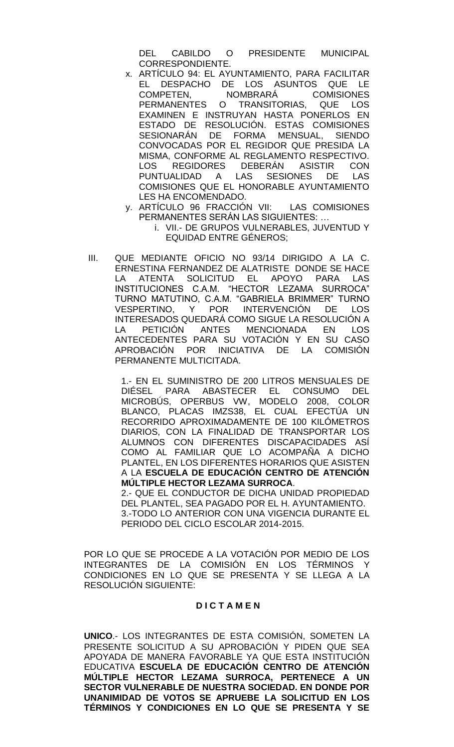DEL CABILDO O PRESIDENTE MUNICIPAL CORRESPONDIENTE.

x. ARTÍCULO 94: EL AYUNTAMIENTO, PARA FACILITAR EL DESPACHO DE LOS ASUNTOS QUE LE COMPETEN, NOMBRARÁ COMISIONES PERMANENTES O TRANSITORIAS, QUE LOS EXAMINEN E INSTRUYAN HASTA PONERLOS EN ESTADO DE RESOLUCIÓN. ESTAS COMISIONES SESIONARÁN DE FORMA MENSUAL, SIENDO CONVOCADAS POR EL REGIDOR QUE PRESIDA LA MISMA, CONFORME AL REGLAMENTO RESPECTIVO. LOS REGIDORES DEBERÁN ASISTIR CON PUNTUALIDAD A LAS SESIONES DE LAS COMISIONES QUE EL HONORABLE AYUNTAMIENTO LES HA ENCOMENDADO.

y. ARTÍCULO 96 FRACCIÓN VII: LAS COMISIONES PERMANENTES SERÁN LAS SIGUIENTES: …

   i. VII.- DE GRUPOS VULNERABLES, JUVENTUD Y EQUIDAD ENTRE GÉNEROS;

III. QUE MEDIANTE OFICIO NO 93/14 DIRIGIDO A LA C. ERNESTINA FERNANDEZ DE ALATRISTE DONDE SE HACE LA ATENTA SOLICITUD EL APOYO PARA LAS INSTITUCIONES C.A.M. "HECTOR LEZAMA SURROCA" TURNO MATUTINO, C.A.M. "GABRIELA BRIMMER" TURNO VESPERTINO, Y POR INTERVENCIÓN DE LOS INTERESADOS QUEDARÁ COMO SIGUE LA RESOLUCIÓN A LA PETICIÓN ANTES MENCIONADA EN LOS ANTECEDENTES PARA SU VOTACIÓN Y EN SU CASO APROBACIÓN POR INICIATIVA DE LA COMISIÓN PERMANENTE MULTICITADA.

1.- EN EL SUMINISTRO DE 200 LITROS MENSUALES DE DIÉSEL PARA ABASTECER EL CONSUMO DEL MICROBÚS, OPERBUS VW, MODELO 2008, COLOR BLANCO, PLACAS IMZS38, EL CUAL EFECTÚA UN RECORRIDO APROXIMADAMENTE DE 100 KILÓMETROS DIARIOS, CON LA FINALIDAD DE TRANSPORTAR LOS ALUMNOS CON DIFERENTES DISCAPACIDADES ASÍ COMO AL FAMILIAR QUE LO ACOMPAÑA A DICHO PLANTEL, EN LOS DIFERENTES HORARIOS QUE ASISTEN A LA **ESCUELA DE EDUCACIÓN CENTRO DE ATENCIÓN MÚLTIPLE HECTOR LEZAMA SURROCA**.
2.- QUE EL CONDUCTOR DE DICHA UNIDAD PROPIEDAD DEL PLANTEL, SEA PAGADO POR EL H. AYUNTAMIENTO.
3.-TODO LO ANTERIOR CON UNA VIGENCIA DURANTE EL PERIODO DEL CICLO ESCOLAR 2014-2015.

POR LO QUE SE PROCEDE A LA VOTACIÓN POR MEDIO DE LOS INTEGRANTES DE LA COMISIÓN EN LOS TÉRMINOS Y CONDICIONES EN LO QUE SE PRESENTA Y SE LLEGA A LA RESOLUCIÓN SIGUIENTE:

**D I C T A M E N**

**UNICO**.- LOS INTEGRANTES DE ESTA COMISIÓN, SOMETEN LA PRESENTE SOLICITUD A SU APROBACIÓN Y PIDEN QUE SEA APOYADA DE MANERA FAVORABLE YA QUE ESTA INSTITUCIÓN EDUCATIVA **ESCUELA DE EDUCACIÓN CENTRO DE ATENCIÓN MÚLTIPLE HECTOR LEZAMA SURROCA, PERTENECE A UN SECTOR VULNERABLE DE NUESTRA SOCIEDAD. EN DONDE POR UNANIMIDAD DE VOTOS SE APRUEBE LA SOLICITUD EN LOS TÉRMINOS Y CONDICIONES EN LO QUE SE PRESENTA Y SE**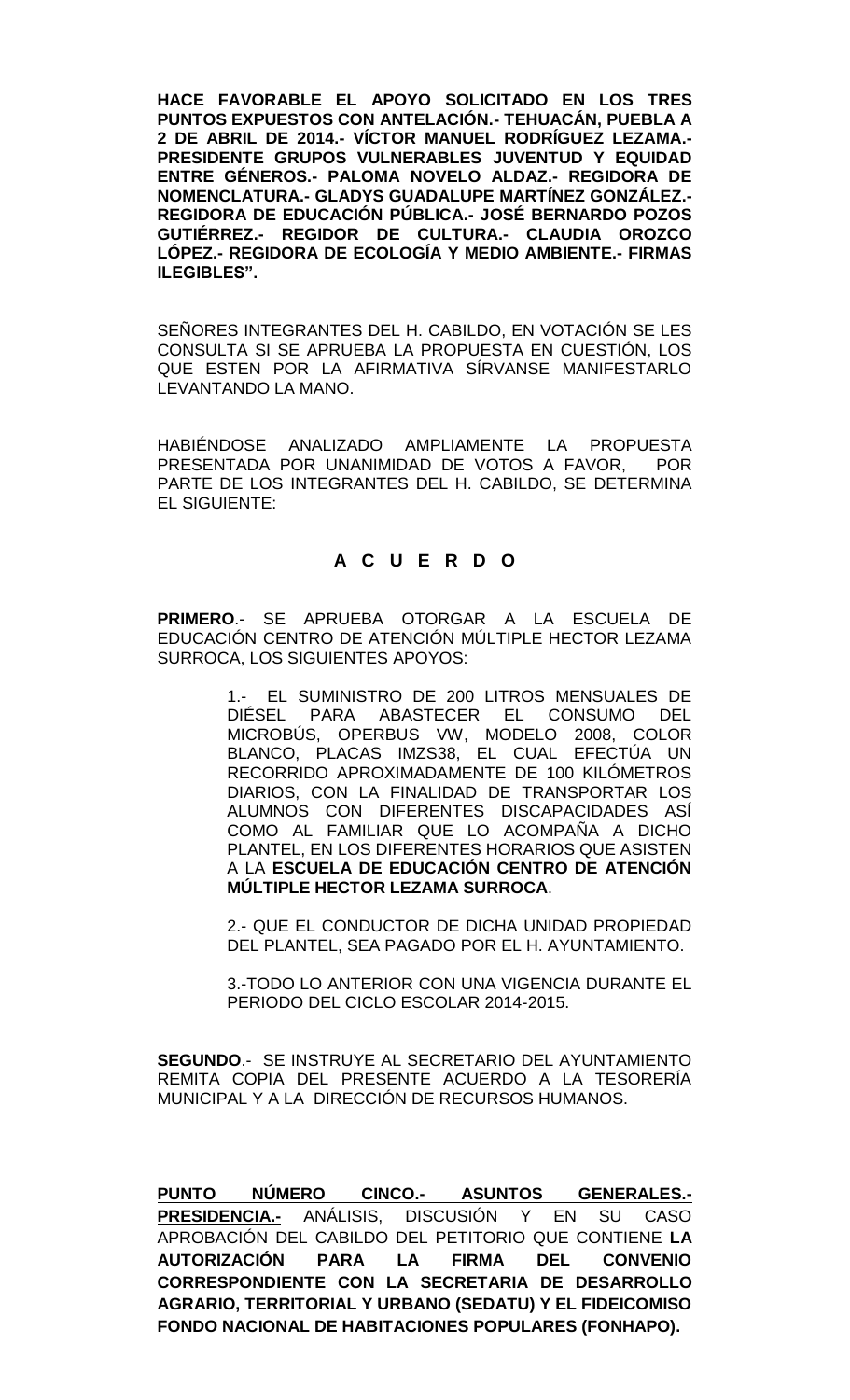**HACE FAVORABLE EL APOYO SOLICITADO EN LOS TRES PUNTOS EXPUESTOS CON ANTELACIÓN.- TEHUACÁN, PUEBLA A 2 DE ABRIL DE 2014.- VÍCTOR MANUEL RODRÍGUEZ LEZAMA.- PRESIDENTE GRUPOS VULNERABLES JUVENTUD Y EQUIDAD ENTRE GÉNEROS.- PALOMA NOVELO ALDAZ.- REGIDORA DE NOMENCLATURA.- GLADYS GUADALUPE MARTÍNEZ GONZÁLEZ.- REGIDORA DE EDUCACIÓN PÚBLICA.- JOSÉ BERNARDO POZOS GUTIÉRREZ.- REGIDOR DE CULTURA.- CLAUDIA OROZCO LÓPEZ.- REGIDORA DE ECOLOGÍA Y MEDIO AMBIENTE.- FIRMAS ILEGIBLES".**

SEÑORES INTEGRANTES DEL H. CABILDO, EN VOTACIÓN SE LES CONSULTA SI SE APRUEBA LA PROPUESTA EN CUESTIÓN, LOS QUE ESTEN POR LA AFIRMATIVA SÍRVANSE MANIFESTARLO LEVANTANDO LA MANO.

HABIÉNDOSE ANALIZADO AMPLIAMENTE LA PROPUESTA PRESENTADA POR UNANIMIDAD DE VOTOS A FAVOR, POR PARTE DE LOS INTEGRANTES DEL H. CABILDO, SE DETERMINA EL SIGUIENTE:

**A C U E R D O**

**PRIMERO**.- SE APRUEBA OTORGAR A LA ESCUELA DE EDUCACIÓN CENTRO DE ATENCIÓN MÚLTIPLE HECTOR LEZAMA SURROCA, LOS SIGUIENTES APOYOS:

1.- EL SUMINISTRO DE 200 LITROS MENSUALES DE DIÉSEL PARA ABASTECER EL CONSUMO DEL MICROBÚS, OPERBUS VW, MODELO 2008, COLOR BLANCO, PLACAS IMZS38, EL CUAL EFECTÚA UN RECORRIDO APROXIMADAMENTE DE 100 KILÓMETROS DIARIOS, CON LA FINALIDAD DE TRANSPORTAR LOS ALUMNOS CON DIFERENTES DISCAPACIDADES ASÍ COMO AL FAMILIAR QUE LO ACOMPAÑA A DICHO PLANTEL, EN LOS DIFERENTES HORARIOS QUE ASISTEN A LA **ESCUELA DE EDUCACIÓN CENTRO DE ATENCIÓN MÚLTIPLE HECTOR LEZAMA SURROCA**.

2.- QUE EL CONDUCTOR DE DICHA UNIDAD PROPIEDAD DEL PLANTEL, SEA PAGADO POR EL H. AYUNTAMIENTO.

3.-TODO LO ANTERIOR CON UNA VIGENCIA DURANTE EL PERIODO DEL CICLO ESCOLAR 2014-2015.

**SEGUNDO**.- SE INSTRUYE AL SECRETARIO DEL AYUNTAMIENTO REMITA COPIA DEL PRESENTE ACUERDO A LA TESORERÍA MUNICIPAL Y A LA DIRECCIÓN DE RECURSOS HUMANOS.

**PUNTO NÚMERO CINCO.- ASUNTOS GENERALES.- PRESIDENCIA.-** ANÁLISIS, DISCUSIÓN Y EN SU CASO APROBACIÓN DEL CABILDO DEL PETITORIO QUE CONTIENE **LA AUTORIZACIÓN PARA LA FIRMA DEL CONVENIO CORRESPONDIENTE CON LA SECRETARIA DE DESARROLLO AGRARIO, TERRITORIAL Y URBANO (SEDATU) Y EL FIDEICOMISO FONDO NACIONAL DE HABITACIONES POPULARES (FONHAPO).**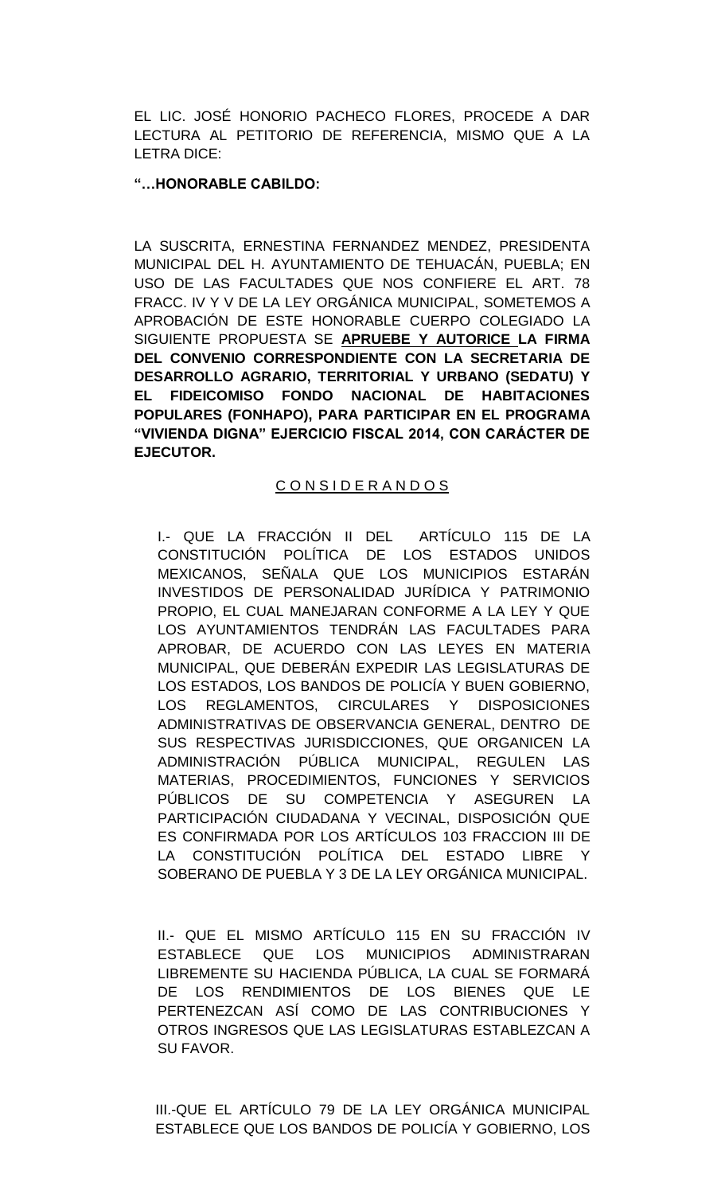EL LIC. JOSÉ HONORIO PACHECO FLORES, PROCEDE A DAR LECTURA AL PETITORIO DE REFERENCIA, MISMO QUE A LA LETRA DICE:

**"…HONORABLE CABILDO:**

LA SUSCRITA, ERNESTINA FERNANDEZ MENDEZ, PRESIDENTA MUNICIPAL DEL H. AYUNTAMIENTO DE TEHUACÁN, PUEBLA; EN USO DE LAS FACULTADES QUE NOS CONFIERE EL ART. 78 FRACC. IV Y V DE LA LEY ORGÁNICA MUNICIPAL, SOMETEMOS A APROBACIÓN DE ESTE HONORABLE CUERPO COLEGIADO LA SIGUIENTE PROPUESTA SE **APRUEBE Y AUTORICE LA FIRMA DEL CONVENIO CORRESPONDIENTE CON LA SECRETARIA DE DESARROLLO AGRARIO, TERRITORIAL Y URBANO (SEDATU) Y EL FIDEICOMISO FONDO NACIONAL DE HABITACIONES POPULARES (FONHAPO), PARA PARTICIPAR EN EL PROGRAMA "VIVIENDA DIGNA" EJERCICIO FISCAL 2014, CON CARÁCTER DE EJECUTOR.**

## C O N S I D E R A N D O S

I.- QUE LA FRACCIÓN II DEL ARTÍCULO 115 DE LA CONSTITUCIÓN POLÍTICA DE LOS ESTADOS UNIDOS MEXICANOS, SEÑALA QUE LOS MUNICIPIOS ESTARÁN INVESTIDOS DE PERSONALIDAD JURÍDICA Y PATRIMONIO PROPIO, EL CUAL MANEJARAN CONFORME A LA LEY Y QUE LOS AYUNTAMIENTOS TENDRÁN LAS FACULTADES PARA APROBAR, DE ACUERDO CON LAS LEYES EN MATERIA MUNICIPAL, QUE DEBERÁN EXPEDIR LAS LEGISLATURAS DE LOS ESTADOS, LOS BANDOS DE POLICÍA Y BUEN GOBIERNO, LOS REGLAMENTOS, CIRCULARES Y DISPOSICIONES ADMINISTRATIVAS DE OBSERVANCIA GENERAL, DENTRO DE SUS RESPECTIVAS JURISDICCIONES, QUE ORGANICEN LA ADMINISTRACIÓN PÚBLICA MUNICIPAL, REGULEN LAS MATERIAS, PROCEDIMIENTOS, FUNCIONES Y SERVICIOS PÚBLICOS DE SU COMPETENCIA Y ASEGUREN LA PARTICIPACIÓN CIUDADANA Y VECINAL, DISPOSICIÓN QUE ES CONFIRMADA POR LOS ARTÍCULOS 103 FRACCION III DE LA CONSTITUCIÓN POLÍTICA DEL ESTADO LIBRE Y SOBERANO DE PUEBLA Y 3 DE LA LEY ORGÁNICA MUNICIPAL.

II.- QUE EL MISMO ARTÍCULO 115 EN SU FRACCIÓN IV ESTABLECE QUE LOS MUNICIPIOS ADMINISTRARAN LIBREMENTE SU HACIENDA PÚBLICA, LA CUAL SE FORMARÁ DE LOS RENDIMIENTOS DE LOS BIENES QUE LE PERTENEZCAN ASÍ COMO DE LAS CONTRIBUCIONES Y OTROS INGRESOS QUE LAS LEGISLATURAS ESTABLEZCAN A SU FAVOR.

III.-QUE EL ARTÍCULO 79 DE LA LEY ORGÁNICA MUNICIPAL ESTABLECE QUE LOS BANDOS DE POLICÍA Y GOBIERNO, LOS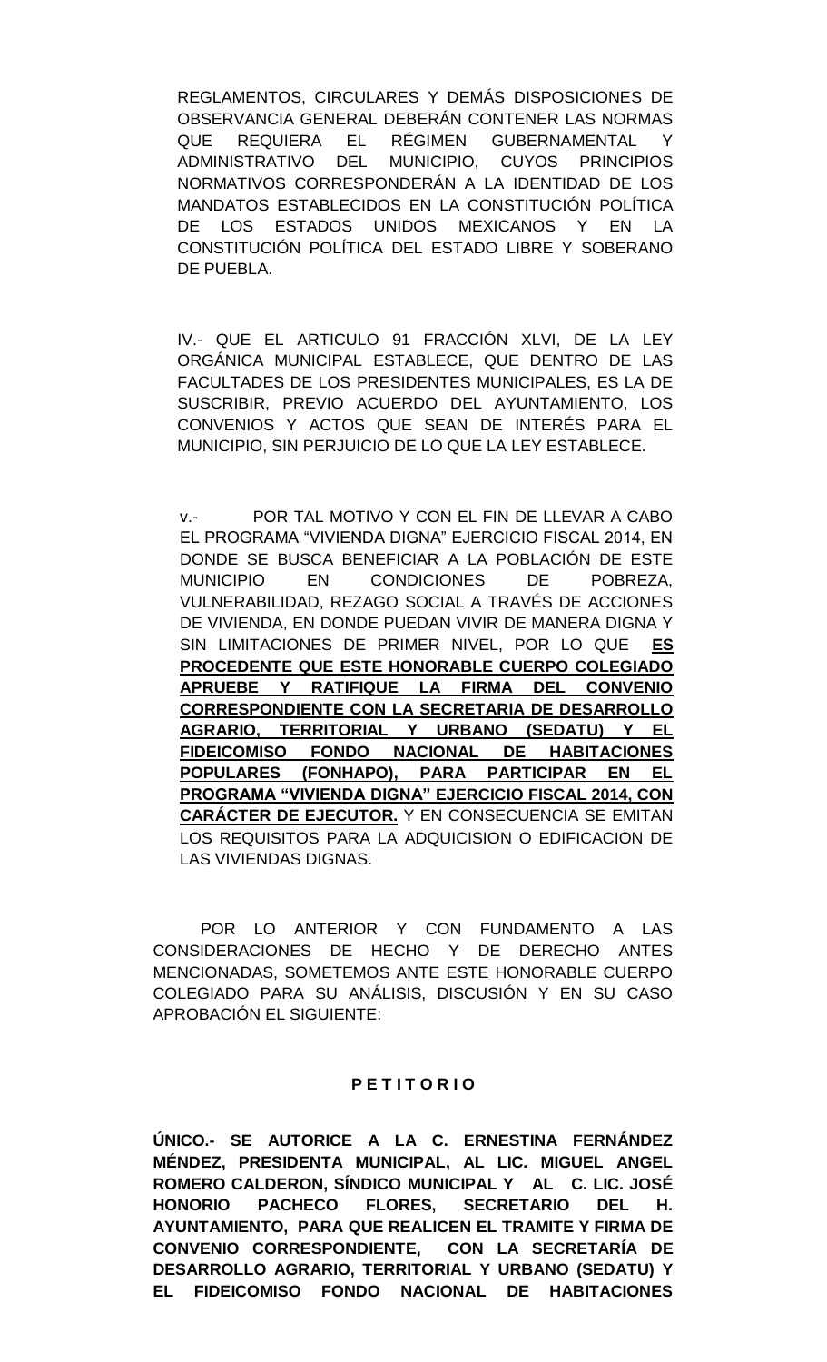REGLAMENTOS, CIRCULARES Y DEMÁS DISPOSICIONES DE OBSERVANCIA GENERAL DEBERÁN CONTENER LAS NORMAS QUE REQUIERA EL RÉGIMEN GUBERNAMENTAL Y ADMINISTRATIVO DEL MUNICIPIO, CUYOS PRINCIPIOS NORMATIVOS CORRESPONDERÁN A LA IDENTIDAD DE LOS MANDATOS ESTABLECIDOS EN LA CONSTITUCIÓN POLÍTICA DE LOS ESTADOS UNIDOS MEXICANOS Y EN LA CONSTITUCIÓN POLÍTICA DEL ESTADO LIBRE Y SOBERANO DE PUEBLA.

IV.- QUE EL ARTICULO 91 FRACCIÓN XLVI, DE LA LEY ORGÁNICA MUNICIPAL ESTABLECE, QUE DENTRO DE LAS FACULTADES DE LOS PRESIDENTES MUNICIPALES, ES LA DE SUSCRIBIR, PREVIO ACUERDO DEL AYUNTAMIENTO, LOS CONVENIOS Y ACTOS QUE SEAN DE INTERÉS PARA EL MUNICIPIO, SIN PERJUICIO DE LO QUE LA LEY ESTABLECE.

v.- POR TAL MOTIVO Y CON EL FIN DE LLEVAR A CABO EL PROGRAMA "VIVIENDA DIGNA" EJERCICIO FISCAL 2014, EN DONDE SE BUSCA BENEFICIAR A LA POBLACIÓN DE ESTE MUNICIPIO EN CONDICIONES DE POBREZA, VULNERABILIDAD, REZAGO SOCIAL A TRAVÉS DE ACCIONES DE VIVIENDA, EN DONDE PUEDAN VIVIR DE MANERA DIGNA Y SIN LIMITACIONES DE PRIMER NIVEL, POR LO QUE **ES PROCEDENTE QUE ESTE HONORABLE CUERPO COLEGIADO APRUEBE Y RATIFIQUE LA FIRMA DEL CONVENIO CORRESPONDIENTE CON LA SECRETARIA DE DESARROLLO AGRARIO, TERRITORIAL Y URBANO (SEDATU) Y EL FIDEICOMISO FONDO NACIONAL DE HABITACIONES POPULARES (FONHAPO), PARA PARTICIPAR EN EL PROGRAMA "VIVIENDA DIGNA" EJERCICIO FISCAL 2014, CON CARÁCTER DE EJECUTOR.** Y EN CONSECUENCIA SE EMITAN LOS REQUISITOS PARA LA ADQUICISION O EDIFICACION DE LAS VIVIENDAS DIGNAS.

POR LO ANTERIOR Y CON FUNDAMENTO A LAS CONSIDERACIONES DE HECHO Y DE DERECHO ANTES MENCIONADAS, SOMETEMOS ANTE ESTE HONORABLE CUERPO COLEGIADO PARA SU ANÁLISIS, DISCUSIÓN Y EN SU CASO APROBACIÓN EL SIGUIENTE:

**P E T I T O R I O**

**ÚNICO.- SE AUTORICE A LA C. ERNESTINA FERNÁNDEZ MÉNDEZ, PRESIDENTA MUNICIPAL, AL LIC. MIGUEL ANGEL ROMERO CALDERON, SÍNDICO MUNICIPAL Y AL C. LIC. JOSÉ HONORIO PACHECO FLORES, SECRETARIO DEL H. AYUNTAMIENTO, PARA QUE REALICEN EL TRAMITE Y FIRMA DE CONVENIO CORRESPONDIENTE, CON LA SECRETARÍA DE DESARROLLO AGRARIO, TERRITORIAL Y URBANO (SEDATU) Y EL FIDEICOMISO FONDO NACIONAL DE HABITACIONES**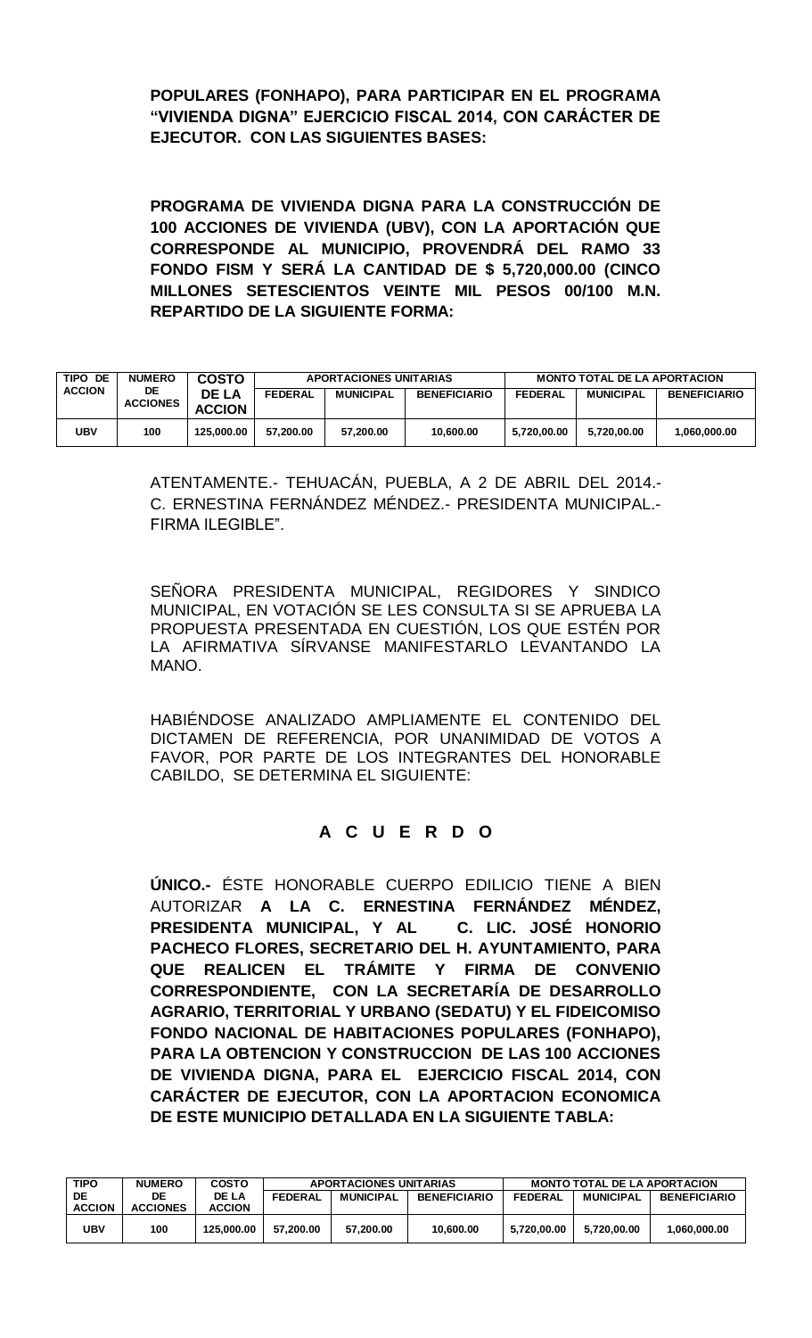**POPULARES (FONHAPO), PARA PARTICIPAR EN EL PROGRAMA "VIVIENDA DIGNA" EJERCICIO FISCAL 2014, CON CARÁCTER DE EJECUTOR. CON LAS SIGUIENTES BASES:**

**PROGRAMA DE VIVIENDA DIGNA PARA LA CONSTRUCCIÓN DE 100 ACCIONES DE VIVIENDA (UBV), CON LA APORTACIÓN QUE CORRESPONDE AL MUNICIPIO, PROVENDRÁ DEL RAMO 33 FONDO FISM Y SERÁ LA CANTIDAD DE $ 5,720,000.00 (CINCO MILLONES SETESCIENTOS VEINTE MIL PESOS 00/100 M.N. REPARTIDO DE LA SIGUIENTE FORMA:**

| TIPO DE ACCION | NUMERO DE ACCIONES | COSTO DE LA ACCION | APORTACIONES UNITARIAS | | | MONTO TOTAL DE LA APORTACION | | |
|---|---|---|---|---|---|---|---|---|
| | | | FEDERAL | MUNICIPAL | BENEFICIARIO | FEDERAL | MUNICIPAL | BENEFICIARIO |
| UBV | 100 | 125,000.00 | 57,200.00 | 57,200.00 | 10,600.00 | 5,720,00.00 | 5,720,00.00 | 1,060,000.00 |

ATENTAMENTE.- TEHUACÁN, PUEBLA, A 2 DE ABRIL DEL 2014.- C. ERNESTINA FERNÁNDEZ MÉNDEZ.- PRESIDENTA MUNICIPAL.- FIRMA ILEGIBLE".

SEÑORA PRESIDENTA MUNICIPAL, REGIDORES Y SINDICO MUNICIPAL, EN VOTACIÓN SE LES CONSULTA SI SE APRUEBA LA PROPUESTA PRESENTADA EN CUESTIÓN, LOS QUE ESTÉN POR LA AFIRMATIVA SÍRVANSE MANIFESTARLO LEVANTANDO LA MANO.

HABIÉNDOSE ANALIZADO AMPLIAMENTE EL CONTENIDO DEL DICTAMEN DE REFERENCIA, POR UNANIMIDAD DE VOTOS A FAVOR, POR PARTE DE LOS INTEGRANTES DEL HONORABLE CABILDO, SE DETERMINA EL SIGUIENTE:

## A C U E R D O

**ÚNICO.-** ÉSTE HONORABLE CUERPO EDILICIO TIENE A BIEN AUTORIZAR **A LA C. ERNESTINA FERNÁNDEZ MÉNDEZ, PRESIDENTA MUNICIPAL, Y AL C. LIC. JOSÉ HONORIO PACHECO FLORES, SECRETARIO DEL H. AYUNTAMIENTO, PARA QUE REALICEN EL TRÁMITE Y FIRMA DE CONVENIO CORRESPONDIENTE, CON LA SECRETARÍA DE DESARROLLO AGRARIO, TERRITORIAL Y URBANO (SEDATU) Y EL FIDEICOMISO FONDO NACIONAL DE HABITACIONES POPULARES (FONHAPO), PARA LA OBTENCION Y CONSTRUCCION DE LAS 100 ACCIONES DE VIVIENDA DIGNA, PARA EL EJERCICIO FISCAL 2014, CON CARÁCTER DE EJECUTOR, CON LA APORTACION ECONOMICA DE ESTE MUNICIPIO DETALLADA EN LA SIGUIENTE TABLA:**

| TIPO DE ACCION | NUMERO DE ACCIONES | COSTO DE LA ACCION | APORTACIONES UNITARIAS | | | MONTO TOTAL DE LA APORTACION | | |
|---|---|---|---|---|---|---|---|---|
| | | | FEDERAL | MUNICIPAL | BENEFICIARIO | FEDERAL | MUNICIPAL | BENEFICIARIO |
| UBV | 100 | 125,000.00 | 57,200.00 | 57,200.00 | 10,600.00 | 5,720,00.00 | 5,720,00.00 | 1,060,000.00 |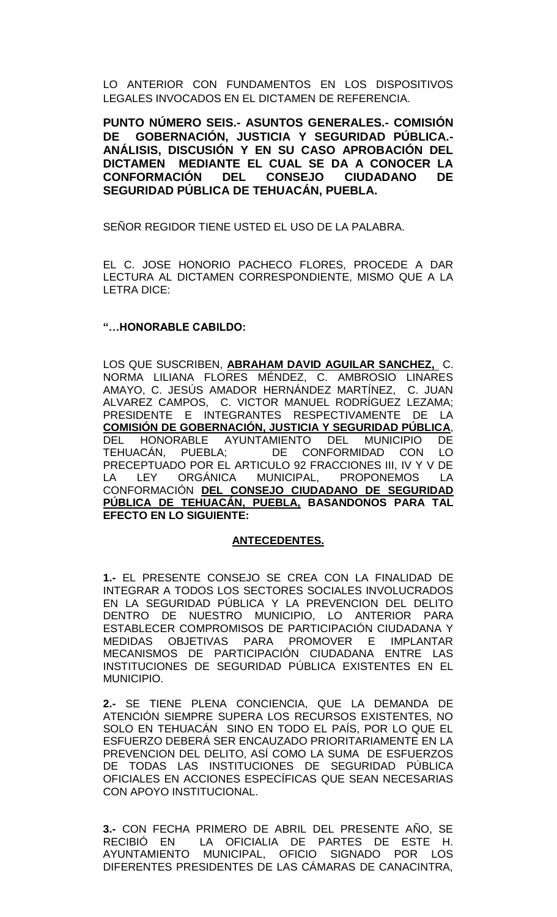LO ANTERIOR CON FUNDAMENTOS EN LOS DISPOSITIVOS LEGALES INVOCADOS EN EL DICTAMEN DE REFERENCIA.

**PUNTO NÚMERO SEIS.- ASUNTOS GENERALES.- COMISIÓN DE GOBERNACIÓN, JUSTICIA Y SEGURIDAD PÚBLICA.- ANÁLISIS, DISCUSIÓN Y EN SU CASO APROBACIÓN DEL DICTAMEN MEDIANTE EL CUAL SE DA A CONOCER LA CONFORMACIÓN DEL CONSEJO CIUDADANO DE SEGURIDAD PÚBLICA DE TEHUACÁN, PUEBLA.**

SEÑOR REGIDOR TIENE USTED EL USO DE LA PALABRA.

EL C. JOSE HONORIO PACHECO FLORES, PROCEDE A DAR LECTURA AL DICTAMEN CORRESPONDIENTE, MISMO QUE A LA LETRA DICE:

**"…HONORABLE CABILDO:**

LOS QUE SUSCRIBEN, **ABRAHAM DAVID AGUILAR SANCHEZ,** C. NORMA LILIANA FLORES MÉNDEZ, C. AMBROSIO LINARES AMAYO, C. JESÚS AMADOR HERNÁNDEZ MARTÍNEZ, C. JUAN ALVAREZ CAMPOS, C. VICTOR MANUEL RODRÍGUEZ LEZAMA; PRESIDENTE E INTEGRANTES RESPECTIVAMENTE DE LA **COMISIÓN DE GOBERNACIÓN, JUSTICIA Y SEGURIDAD PÚBLICA**, DEL HONORABLE AYUNTAMIENTO DEL MUNICIPIO DE TEHUACÁN, PUEBLA; DE CONFORMIDAD CON LO PRECEPTUADO POR EL ARTICULO 92 FRACCIONES III, IV Y V DE LA LEY ORGÁNICA MUNICIPAL, PROPONEMOS LA CONFORMACIÓN **DEL CONSEJO CIUDADANO DE SEGURIDAD PÚBLICA DE TEHUACÁN, PUEBLA, BASANDONOS PARA TAL EFECTO EN LO SIGUIENTE:**

**ANTECEDENTES.**

**1.-** EL PRESENTE CONSEJO SE CREA CON LA FINALIDAD DE INTEGRAR A TODOS LOS SECTORES SOCIALES INVOLUCRADOS EN LA SEGURIDAD PÚBLICA Y LA PREVENCION DEL DELITO DENTRO DE NUESTRO MUNICIPIO, LO ANTERIOR PARA ESTABLECER COMPROMISOS DE PARTICIPACIÓN CIUDADANA Y MEDIDAS OBJETIVAS PARA PROMOVER E IMPLANTAR MECANISMOS DE PARTICIPACIÓN CIUDADANA ENTRE LAS INSTITUCIONES DE SEGURIDAD PÚBLICA EXISTENTES EN EL MUNICIPIO.

**2.-** SE TIENE PLENA CONCIENCIA, QUE LA DEMANDA DE ATENCIÓN SIEMPRE SUPERA LOS RECURSOS EXISTENTES, NO SOLO EN TEHUACÁN SINO EN TODO EL PAÍS, POR LO QUE EL ESFUERZO DEBERÁ SER ENCAUZADO PRIORITARIAMENTE EN LA PREVENCION DEL DELITO, ASÍ COMO LA SUMA DE ESFUERZOS DE TODAS LAS INSTITUCIONES DE SEGURIDAD PÚBLICA OFICIALES EN ACCIONES ESPECÍFICAS QUE SEAN NECESARIAS CON APOYO INSTITUCIONAL.

**3.-** CON FECHA PRIMERO DE ABRIL DEL PRESENTE AÑO, SE RECIBIÓ EN LA OFICIALIA DE PARTES DE ESTE H. AYUNTAMIENTO MUNICIPAL, OFICIO SIGNADO POR LOS DIFERENTES PRESIDENTES DE LAS CÁMARAS DE CANACINTRA,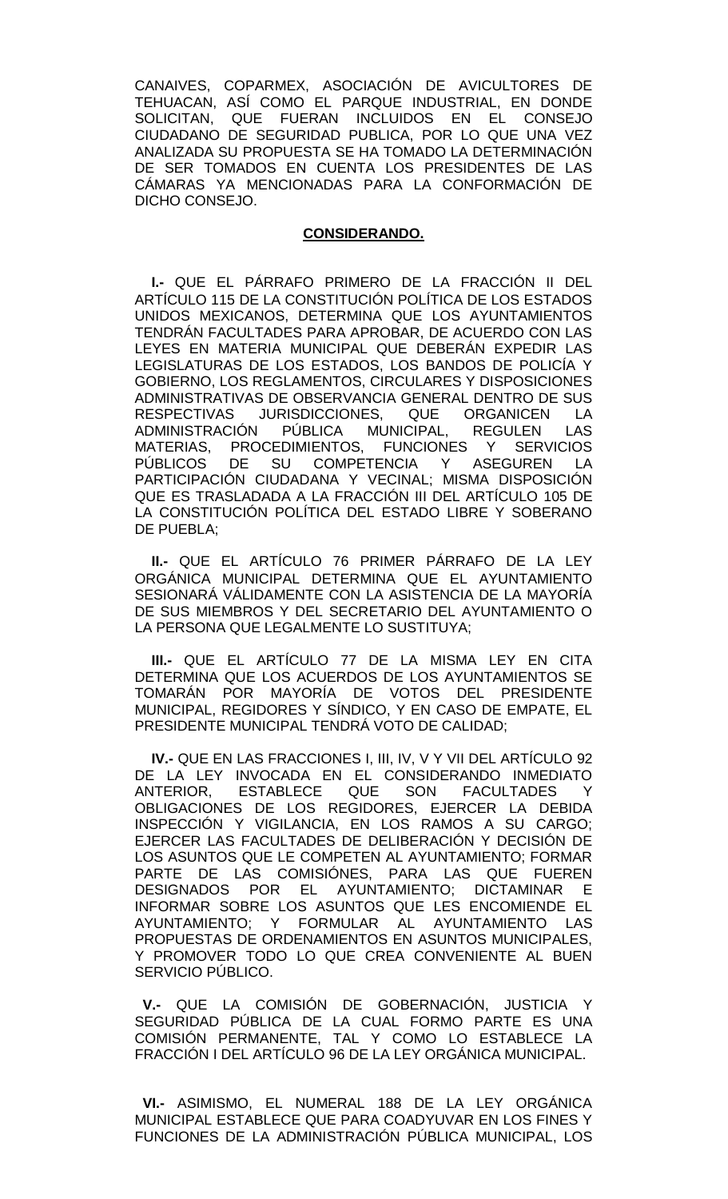CANAIVES, COPARMEX, ASOCIACIÓN DE AVICULTORES DE TEHUACAN, ASÍ COMO EL PARQUE INDUSTRIAL, EN DONDE SOLICITAN, QUE FUERAN INCLUIDOS EN EL CONSEJO CIUDADANO DE SEGURIDAD PUBLICA, POR LO QUE UNA VEZ ANALIZADA SU PROPUESTA SE HA TOMADO LA DETERMINACIÓN DE SER TOMADOS EN CUENTA LOS PRESIDENTES DE LAS CÁMARAS YA MENCIONADAS PARA LA CONFORMACIÓN DE DICHO CONSEJO.

**CONSIDERANDO.**

**I.-** QUE EL PÁRRAFO PRIMERO DE LA FRACCIÓN II DEL ARTÍCULO 115 DE LA CONSTITUCIÓN POLÍTICA DE LOS ESTADOS UNIDOS MEXICANOS, DETERMINA QUE LOS AYUNTAMIENTOS TENDRÁN FACULTADES PARA APROBAR, DE ACUERDO CON LAS LEYES EN MATERIA MUNICIPAL QUE DEBERÁN EXPEDIR LAS LEGISLATURAS DE LOS ESTADOS, LOS BANDOS DE POLICÍA Y GOBIERNO, LOS REGLAMENTOS, CIRCULARES Y DISPOSICIONES ADMINISTRATIVAS DE OBSERVANCIA GENERAL DENTRO DE SUS RESPECTIVAS JURISDICCIONES, QUE ORGANICEN LA ADMINISTRACIÓN PÚBLICA MUNICIPAL, REGULEN LAS MATERIAS, PROCEDIMIENTOS, FUNCIONES Y SERVICIOS PÚBLICOS DE SU COMPETENCIA Y ASEGUREN LA PARTICIPACIÓN CIUDADANA Y VECINAL; MISMA DISPOSICIÓN QUE ES TRASLADADA A LA FRACCIÓN III DEL ARTÍCULO 105 DE LA CONSTITUCIÓN POLÍTICA DEL ESTADO LIBRE Y SOBERANO DE PUEBLA;

**II.-** QUE EL ARTÍCULO 76 PRIMER PÁRRAFO DE LA LEY ORGÁNICA MUNICIPAL DETERMINA QUE EL AYUNTAMIENTO SESIONARÁ VÁLIDAMENTE CON LA ASISTENCIA DE LA MAYORÍA DE SUS MIEMBROS Y DEL SECRETARIO DEL AYUNTAMIENTO O LA PERSONA QUE LEGALMENTE LO SUSTITUYA;

**III.-** QUE EL ARTÍCULO 77 DE LA MISMA LEY EN CITA DETERMINA QUE LOS ACUERDOS DE LOS AYUNTAMIENTOS SE TOMARÁN POR MAYORÍA DE VOTOS DEL PRESIDENTE MUNICIPAL, REGIDORES Y SÍNDICO, Y EN CASO DE EMPATE, EL PRESIDENTE MUNICIPAL TENDRÁ VOTO DE CALIDAD;

**IV.-** QUE EN LAS FRACCIONES I, III, IV, V Y VII DEL ARTÍCULO 92 DE LA LEY INVOCADA EN EL CONSIDERANDO INMEDIATO ANTERIOR, ESTABLECE QUE SON FACULTADES Y OBLIGACIONES DE LOS REGIDORES, EJERCER LA DEBIDA INSPECCIÓN Y VIGILANCIA, EN LOS RAMOS A SU CARGO; EJERCER LAS FACULTADES DE DELIBERACIÓN Y DECISIÓN DE LOS ASUNTOS QUE LE COMPETEN AL AYUNTAMIENTO; FORMAR PARTE DE LAS COMISIÓNES, PARA LAS QUE FUEREN DESIGNADOS POR EL AYUNTAMIENTO; DICTAMINAR E INFORMAR SOBRE LOS ASUNTOS QUE LES ENCOMIENDE EL AYUNTAMIENTO; Y FORMULAR AL AYUNTAMIENTO LAS PROPUESTAS DE ORDENAMIENTOS EN ASUNTOS MUNICIPALES, Y PROMOVER TODO LO QUE CREA CONVENIENTE AL BUEN SERVICIO PÚBLICO.

**V.-** QUE LA COMISIÓN DE GOBERNACIÓN, JUSTICIA Y SEGURIDAD PÚBLICA DE LA CUAL FORMO PARTE ES UNA COMISIÓN PERMANENTE, TAL Y COMO LO ESTABLECE LA FRACCIÓN I DEL ARTÍCULO 96 DE LA LEY ORGÁNICA MUNICIPAL.

**VI.-** ASIMISMO, EL NUMERAL 188 DE LA LEY ORGÁNICA MUNICIPAL ESTABLECE QUE PARA COADYUVAR EN LOS FINES Y FUNCIONES DE LA ADMINISTRACIÓN PÚBLICA MUNICIPAL, LOS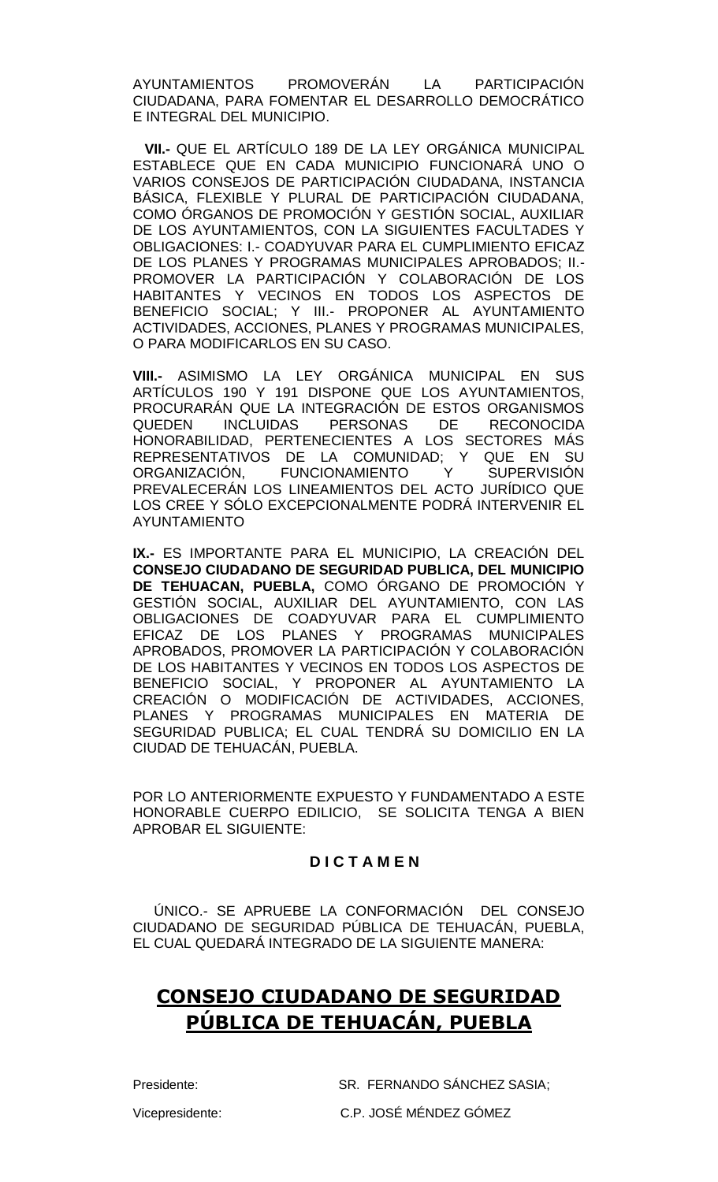AYUNTAMIENTOS PROMOVERÁN LA PARTICIPACIÓN CIUDADANA, PARA FOMENTAR EL DESARROLLO DEMOCRÁTICO E INTEGRAL DEL MUNICIPIO.

**VII.-** QUE EL ARTÍCULO 189 DE LA LEY ORGÁNICA MUNICIPAL ESTABLECE QUE EN CADA MUNICIPIO FUNCIONARÁ UNO O VARIOS CONSEJOS DE PARTICIPACIÓN CIUDADANA, INSTANCIA BÁSICA, FLEXIBLE Y PLURAL DE PARTICIPACIÓN CIUDADANA, COMO ÓRGANOS DE PROMOCIÓN Y GESTIÓN SOCIAL, AUXILIAR DE LOS AYUNTAMIENTOS, CON LA SIGUIENTES FACULTADES Y OBLIGACIONES: I.- COADYUVAR PARA EL CUMPLIMIENTO EFICAZ DE LOS PLANES Y PROGRAMAS MUNICIPALES APROBADOS; II.- PROMOVER LA PARTICIPACIÓN Y COLABORACIÓN DE LOS HABITANTES Y VECINOS EN TODOS LOS ASPECTOS DE BENEFICIO SOCIAL; Y III.- PROPONER AL AYUNTAMIENTO ACTIVIDADES, ACCIONES, PLANES Y PROGRAMAS MUNICIPALES, O PARA MODIFICARLOS EN SU CASO.

**VIII.-** ASIMISMO LA LEY ORGÁNICA MUNICIPAL EN SUS ARTÍCULOS 190 Y 191 DISPONE QUE LOS AYUNTAMIENTOS, PROCURARÁN QUE LA INTEGRACIÓN DE ESTOS ORGANISMOS QUEDEN INCLUIDAS PERSONAS DE RECONOCIDA HONORABILIDAD, PERTENECIENTES A LOS SECTORES MÁS REPRESENTATIVOS DE LA COMUNIDAD; Y QUE EN SU ORGANIZACIÓN, FUNCIONAMIENTO Y SUPERVISIÓN PREVALECERÁN LOS LINEAMIENTOS DEL ACTO JURÍDICO QUE LOS CREE Y SÓLO EXCEPCIONALMENTE PODRÁ INTERVENIR EL AYUNTAMIENTO

**IX.-** ES IMPORTANTE PARA EL MUNICIPIO, LA CREACIÓN DEL **CONSEJO CIUDADANO DE SEGURIDAD PUBLICA, DEL MUNICIPIO DE TEHUACAN, PUEBLA,** COMO ÓRGANO DE PROMOCIÓN Y GESTIÓN SOCIAL, AUXILIAR DEL AYUNTAMIENTO, CON LAS OBLIGACIONES DE COADYUVAR PARA EL CUMPLIMIENTO EFICAZ DE LOS PLANES Y PROGRAMAS MUNICIPALES APROBADOS, PROMOVER LA PARTICIPACIÓN Y COLABORACIÓN DE LOS HABITANTES Y VECINOS EN TODOS LOS ASPECTOS DE BENEFICIO SOCIAL, Y PROPONER AL AYUNTAMIENTO LA CREACIÓN O MODIFICACIÓN DE ACTIVIDADES, ACCIONES, PLANES Y PROGRAMAS MUNICIPALES EN MATERIA DE SEGURIDAD PUBLICA; EL CUAL TENDRÁ SU DOMICILIO EN LA CIUDAD DE TEHUACÁN, PUEBLA.

POR LO ANTERIORMENTE EXPUESTO Y FUNDAMENTADO A ESTE HONORABLE CUERPO EDILICIO, SE SOLICITA TENGA A BIEN APROBAR EL SIGUIENTE:

**D I C T A M E N**

ÚNICO.- SE APRUEBE LA CONFORMACIÓN DEL CONSEJO CIUDADANO DE SEGURIDAD PÚBLICA DE TEHUACÁN, PUEBLA, EL CUAL QUEDARÁ INTEGRADO DE LA SIGUIENTE MANERA:

## **CONSEJO CIUDADANO DE SEGURIDAD PÚBLICA DE TEHUACÁN, PUEBLA**

Presidente: SR. FERNANDO SÁNCHEZ SASIA;

Vicepresidente: C.P. JOSÉ MÉNDEZ GÓMEZ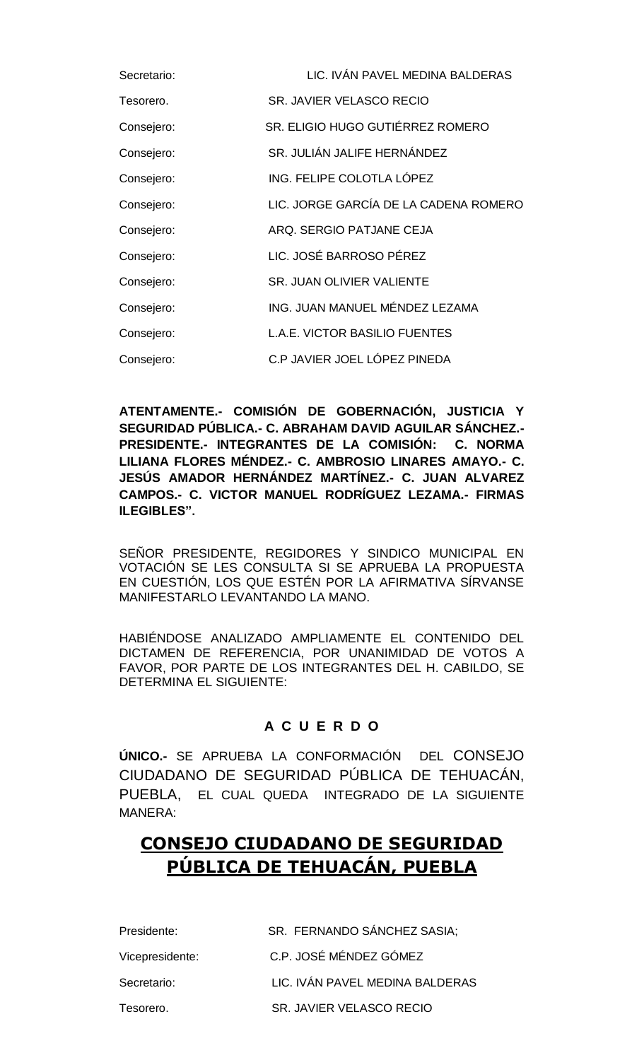| | |
|---|---|
| Secretario: | LIC. IVÁN PAVEL MEDINA BALDERAS |
| Tesorero. | SR. JAVIER VELASCO RECIO |
| Consejero: | SR. ELIGIO HUGO GUTIÉRREZ ROMERO |
| Consejero: | SR. JULIÁN JALIFE HERNÁNDEZ |
| Consejero: | ING. FELIPE COLOTLA LÓPEZ |
| Consejero: | LIC. JORGE GARCÍA DE LA CADENA ROMERO |
| Consejero: | ARQ. SERGIO PATJANE CEJA |
| Consejero: | LIC. JOSÉ BARROSO PÉREZ |
| Consejero: | SR. JUAN OLIVIER VALIENTE |
| Consejero: | ING. JUAN MANUEL MÉNDEZ LEZAMA |
| Consejero: | L.A.E. VICTOR BASILIO FUENTES |
| Consejero: | C.P JAVIER JOEL LÓPEZ PINEDA |

**ATENTAMENTE.- COMISIÓN DE GOBERNACIÓN, JUSTICIA Y SEGURIDAD PÚBLICA.- C. ABRAHAM DAVID AGUILAR SÁNCHEZ.- PRESIDENTE.- INTEGRANTES DE LA COMISIÓN: C. NORMA LILIANA FLORES MÉNDEZ.- C. AMBROSIO LINARES AMAYO.- C. JESÚS AMADOR HERNÁNDEZ MARTÍNEZ.- C. JUAN ALVAREZ CAMPOS.- C. VICTOR MANUEL RODRÍGUEZ LEZAMA.- FIRMAS ILEGIBLES".**

SEÑOR PRESIDENTE, REGIDORES Y SINDICO MUNICIPAL EN VOTACIÓN SE LES CONSULTA SI SE APRUEBA LA PROPUESTA EN CUESTIÓN, LOS QUE ESTÉN POR LA AFIRMATIVA SÍRVANSE MANIFESTARLO LEVANTANDO LA MANO.

HABIÉNDOSE ANALIZADO AMPLIAMENTE EL CONTENIDO DEL DICTAMEN DE REFERENCIA, POR UNANIMIDAD DE VOTOS A FAVOR, POR PARTE DE LOS INTEGRANTES DEL H. CABILDO, SE DETERMINA EL SIGUIENTE:

**A C U E R D O**

**ÚNICO.-** SE APRUEBA LA CONFORMACIÓN DEL CONSEJO CIUDADANO DE SEGURIDAD PÚBLICA DE TEHUACÁN, PUEBLA, EL CUAL QUEDA INTEGRADO DE LA SIGUIENTE MANERA:

## CONSEJO CIUDADANO DE SEGURIDAD PÚBLICA DE TEHUACÁN, PUEBLA

| | |
|---|---|
| Presidente: | SR. FERNANDO SÁNCHEZ SASIA; |
| Vicepresidente: | C.P. JOSÉ MÉNDEZ GÓMEZ |
| Secretario: | LIC. IVÁN PAVEL MEDINA BALDERAS |
| Tesorero. | SR. JAVIER VELASCO RECIO |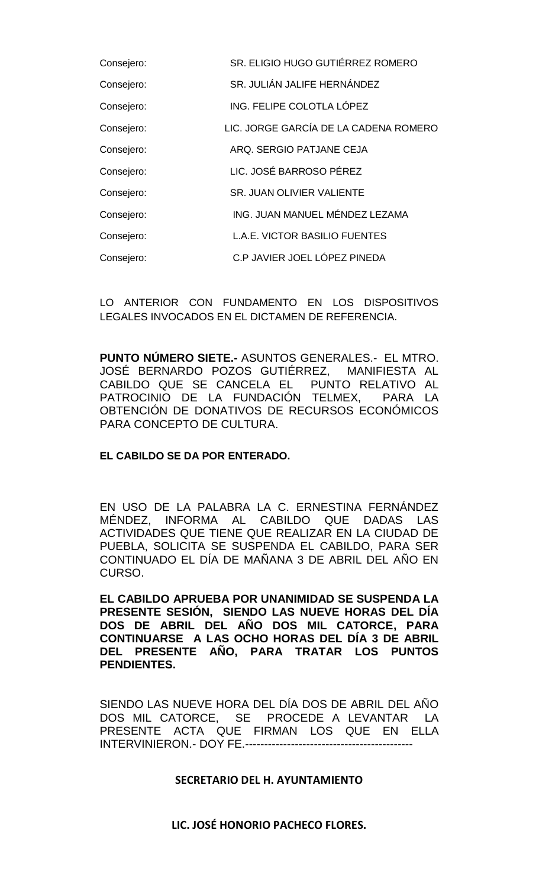| | |
|---|---|
| Consejero: | SR. ELIGIO HUGO GUTIÉRREZ ROMERO |
| Consejero: | SR. JULIÁN JALIFE HERNÁNDEZ |
| Consejero: | ING. FELIPE COLOTLA LÓPEZ |
| Consejero: | LIC. JORGE GARCÍA DE LA CADENA ROMERO |
| Consejero: | ARQ. SERGIO PATJANE CEJA |
| Consejero: | LIC. JOSÉ BARROSO PÉREZ |
| Consejero: | SR. JUAN OLIVIER VALIENTE |
| Consejero: | ING. JUAN MANUEL MÉNDEZ LEZAMA |
| Consejero: | L.A.E. VICTOR BASILIO FUENTES |
| Consejero: | C.P JAVIER JOEL LÓPEZ PINEDA |

LO ANTERIOR CON FUNDAMENTO EN LOS DISPOSITIVOS LEGALES INVOCADOS EN EL DICTAMEN DE REFERENCIA.

**PUNTO NÚMERO SIETE.-** ASUNTOS GENERALES.- EL MTRO. JOSÉ BERNARDO POZOS GUTIÉRREZ, MANIFIESTA AL CABILDO QUE SE CANCELA EL PUNTO RELATIVO AL PATROCINIO DE LA FUNDACIÓN TELMEX, PARA LA OBTENCIÓN DE DONATIVOS DE RECURSOS ECONÓMICOS PARA CONCEPTO DE CULTURA.

**EL CABILDO SE DA POR ENTERADO.**

EN USO DE LA PALABRA LA C. ERNESTINA FERNÁNDEZ MÉNDEZ, INFORMA AL CABILDO QUE DADAS LAS ACTIVIDADES QUE TIENE QUE REALIZAR EN LA CIUDAD DE PUEBLA, SOLICITA SE SUSPENDA EL CABILDO, PARA SER CONTINUADO EL DÍA DE MAÑANA 3 DE ABRIL DEL AÑO EN CURSO.

**EL CABILDO APRUEBA POR UNANIMIDAD SE SUSPENDA LA PRESENTE SESIÓN, SIENDO LAS NUEVE HORAS DEL DÍA DOS DE ABRIL DEL AÑO DOS MIL CATORCE, PARA CONTINUARSE A LAS OCHO HORAS DEL DÍA 3 DE ABRIL DEL PRESENTE AÑO, PARA TRATAR LOS PUNTOS PENDIENTES.**

SIENDO LAS NUEVE HORA DEL DÍA DOS DE ABRIL DEL AÑO DOS MIL CATORCE, SE PROCEDE A LEVANTAR LA PRESENTE ACTA QUE FIRMAN LOS QUE EN ELLA INTERVINIERON.- DOY FE.-------------------------------------------

**SECRETARIO DEL H. AYUNTAMIENTO**

**LIC. JOSÉ HONORIO PACHECO FLORES.**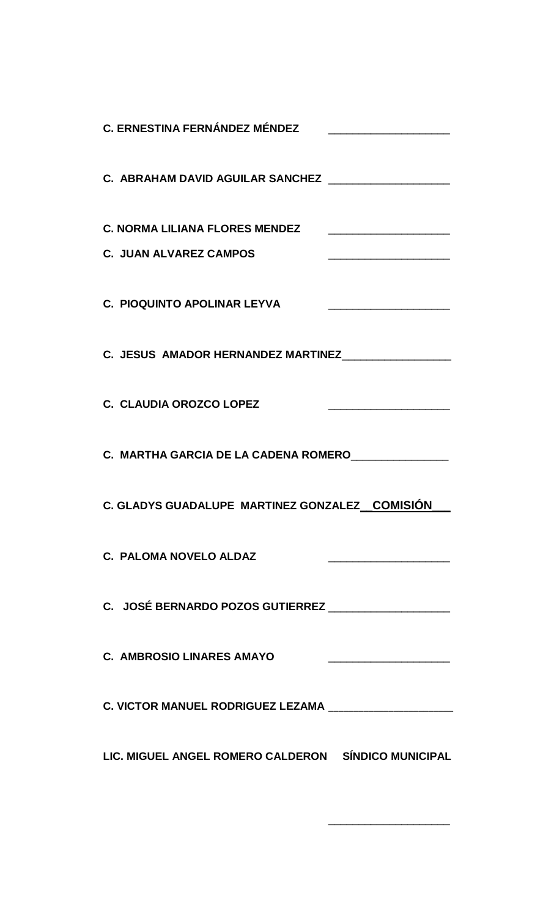**C. ERNESTINA FERNÁNDEZ MÉNDEZ** ____________________

**C. ABRAHAM DAVID AGUILAR SANCHEZ** ____________________

**C. NORMA LILIANA FLORES MENDEZ** ____________________

**C. JUAN ALVAREZ CAMPOS** ____________________

**C. PIOQUINTO APOLINAR LEYVA** ____________________

**C. JESUS AMADOR HERNANDEZ MARTINEZ** ____________________

**C. CLAUDIA OROZCO LOPEZ** ____________________

**C. MARTHA GARCIA DE LA CADENA ROMERO** ________________

**C. GLADYS GUADALUPE MARTINEZ GONZALEZ** __**COMISIÓN**___

**C. PALOMA NOVELO ALDAZ** ____________________

**C. JOSÉ BERNARDO POZOS GUTIERREZ** ____________________

**C. AMBROSIO LINARES AMAYO** ____________________

**C. VICTOR MANUEL RODRIGUEZ LEZAMA** ____________________

**LIC. MIGUEL ANGEL ROMERO CALDERON SÍNDICO MUNICIPAL**

____________________